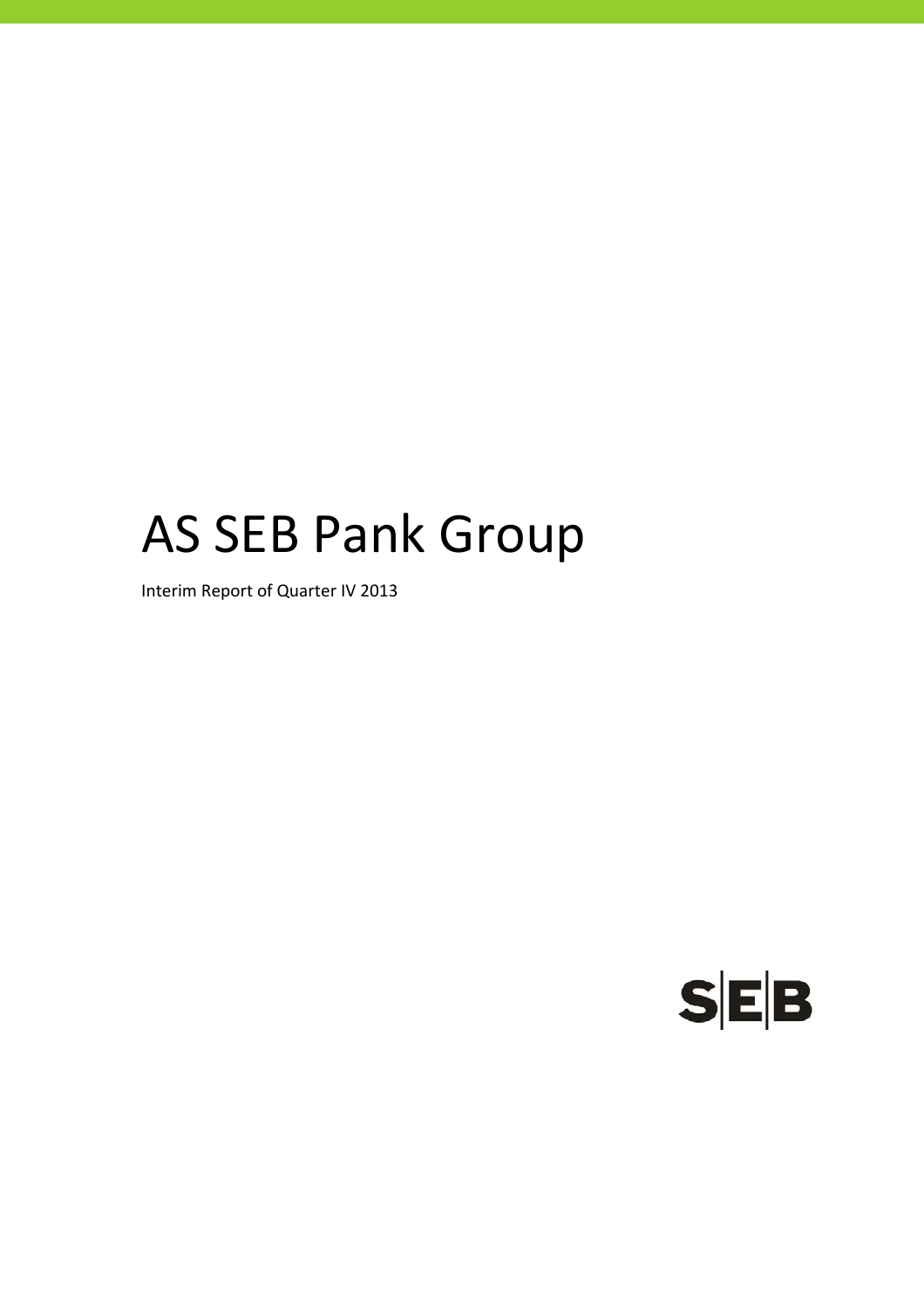# AS SEB Pank Group

Interim Report of Quarter IV 2013

SEB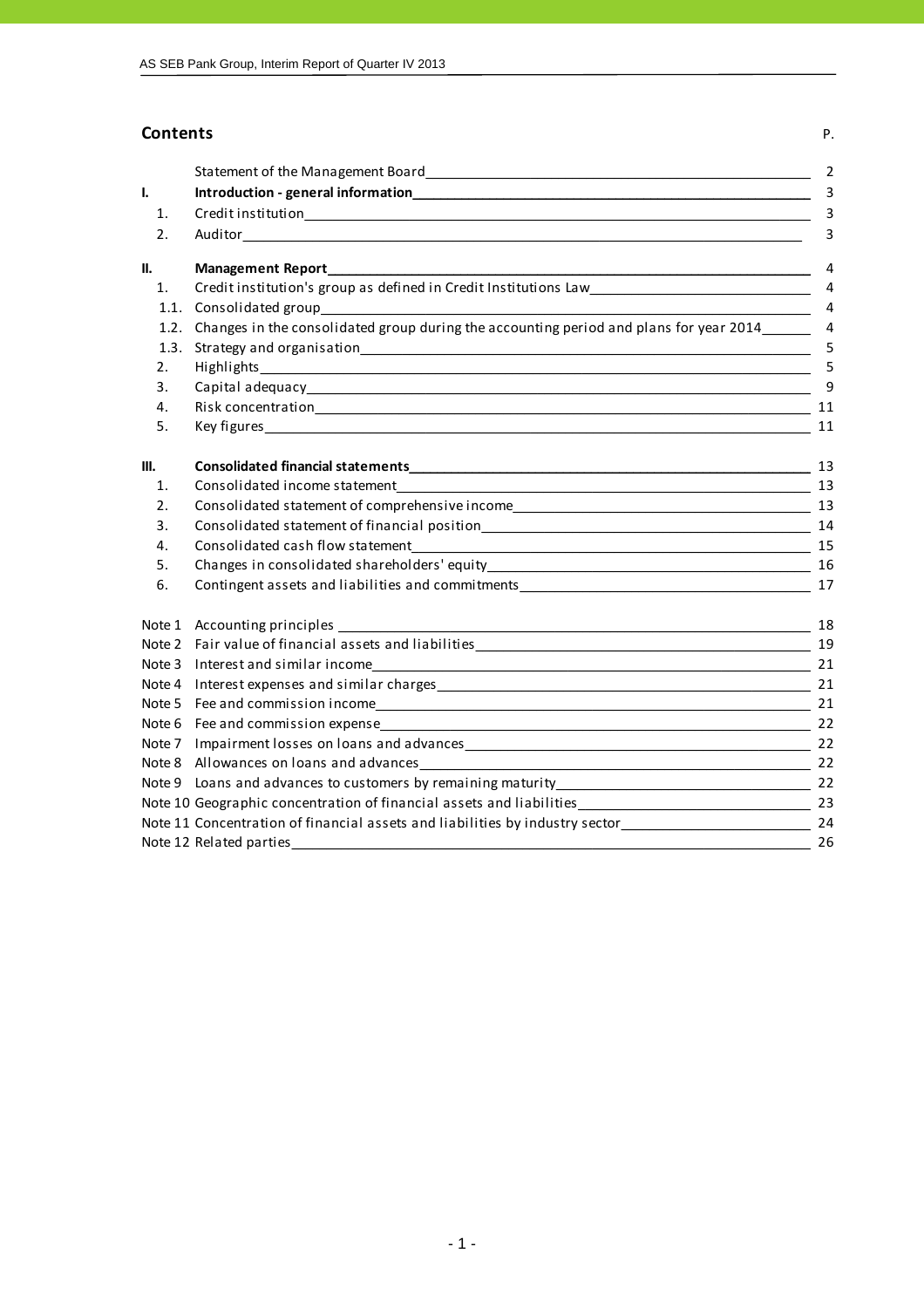## Contents

| | | P. |
|---|---|---|
| | Statement of the Management Board | 2 |
| **I.** | **Introduction - general information** | 3 |
| 1. | Credit institution | 3 |
| 2. | Auditor | 3 |
| **II.** | **Management Report** | 4 |
| 1. | Credit institution's group as defined in Credit Institutions Law | 4 |
| 1.1. | Consolidated group | 4 |
| 1.2. | Changes in the consolidated group during the accounting period and plans for year 2014 | 4 |
| 1.3. | Strategy and organisation | 5 |
| 2. | Highlights | 5 |
| 3. | Capital adequacy | 9 |
| 4. | Risk concentration | 11 |
| 5. | Key figures | 11 |
| **III.** | **Consolidated financial statements** | 13 |
| 1. | Consolidated income statement | 13 |
| 2. | Consolidated statement of comprehensive income | 13 |
| 3. | Consolidated statement of financial position | 14 |
| 4. | Consolidated cash flow statement | 15 |
| 5. | Changes in consolidated shareholders' equity | 16 |
| 6. | Contingent assets and liabilities and commitments | 17 |
| Note 1 | Accounting principles | 18 |
| Note 2 | Fair value of financial assets and liabilities | 19 |
| Note 3 | Interest and similar income | 21 |
| Note 4 | Interest expenses and similar charges | 21 |
| Note 5 | Fee and commission income | 21 |
| Note 6 | Fee and commission expense | 22 |
| Note 7 | Impairment losses on loans and advances | 22 |
| Note 8 | Allowances on loans and advances | 22 |
| Note 9 | Loans and advances to customers by remaining maturity | 22 |
| Note 10 | Geographic concentration of financial assets and liabilities | 23 |
| Note 11 | Concentration of financial assets and liabilities by industry sector | 24 |
| Note 12 | Related parties | 26 |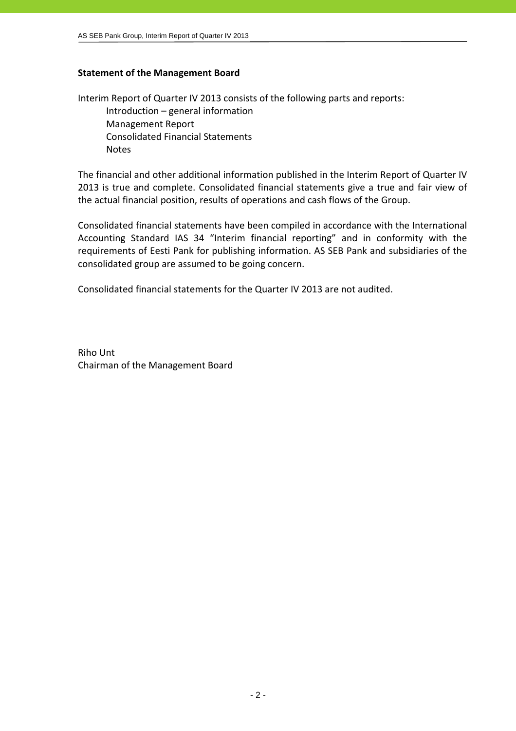## Statement of the Management Board

Interim Report of Quarter IV 2013 consists of the following parts and reports:

- Introduction – general information
- Management Report
- Consolidated Financial Statements
- Notes

The financial and other additional information published in the Interim Report of Quarter IV 2013 is true and complete. Consolidated financial statements give a true and fair view of the actual financial position, results of operations and cash flows of the Group.

Consolidated financial statements have been compiled in accordance with the International Accounting Standard IAS 34 "Interim financial reporting" and in conformity with the requirements of Eesti Pank for publishing information. AS SEB Pank and subsidiaries of the consolidated group are assumed to be going concern.

Consolidated financial statements for the Quarter IV 2013 are not audited.

Riho Unt  
Chairman of the Management Board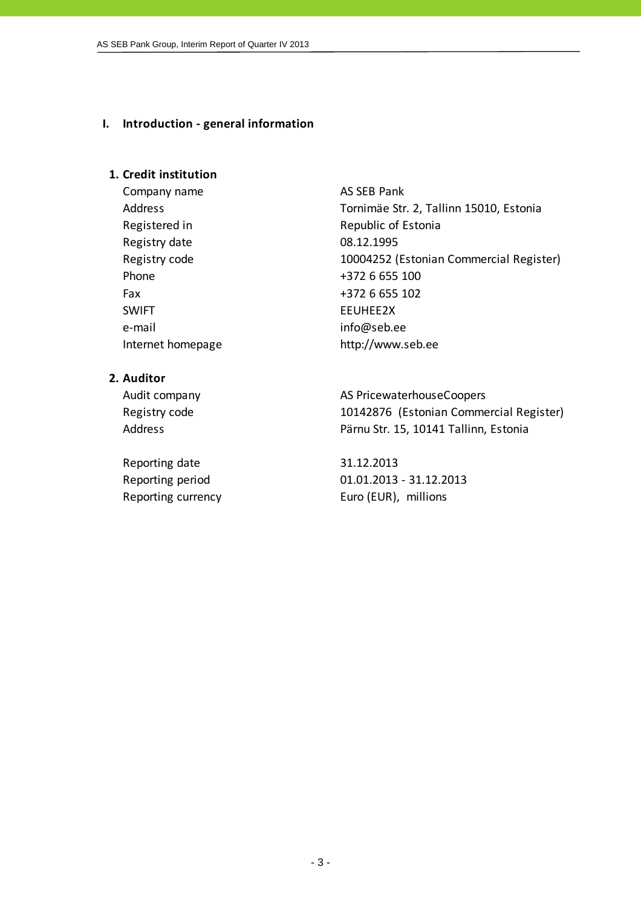## I. Introduction - general information

### 1. Credit institution

| | |
|---|---|
| Company name | AS SEB Pank |
| Address | Tornimäe Str. 2, Tallinn 15010, Estonia |
| Registered in | Republic of Estonia |
| Registry date | 08.12.1995 |
| Registry code | 10004252 (Estonian Commercial Register) |
| Phone | +372 6 655 100 |
| Fax | +372 6 655 102 |
| SWIFT | EEUHEE2X |
| e-mail | info@seb.ee |
| Internet homepage | http://www.seb.ee |

### 2. Auditor

| | |
|---|---|
| Audit company | AS PricewaterhouseCoopers |
| Registry code | 10142876 (Estonian Commercial Register) |
| Address | Pärnu Str. 15, 10141 Tallinn, Estonia |

| | |
|---|---|
| Reporting date | 31.12.2013 |
| Reporting period | 01.01.2013 - 31.12.2013 |
| Reporting currency | Euro (EUR), millions |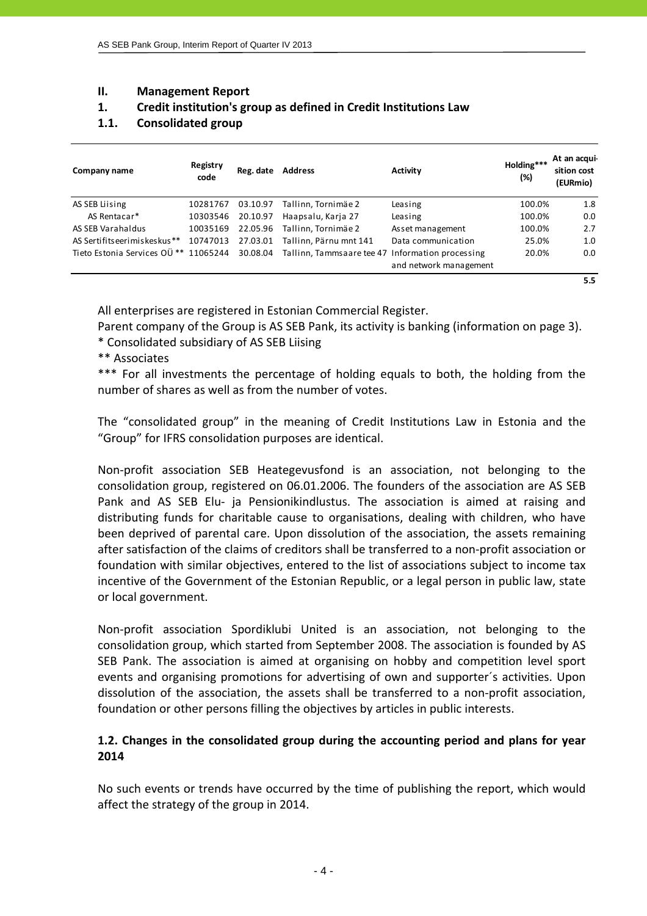## II. Management Report

### 1. Credit institution's group as defined in Credit Institutions Law

### 1.1. Consolidated group

| Company name | Registry code | Reg. date | Address | Activity | Holding*** (%) | At an acquisition cost (EURmio) |
|---|---|---|---|---|---|---|
| AS SEB Liising | 10281767 | 03.10.97 | Tallinn, Tornimäe 2 | Leasing | 100.0% | 1.8 |
| AS Rentacar* | 10303546 | 20.10.97 | Haapsalu, Karja 27 | Leasing | 100.0% | 0.0 |
| AS SEB Varahaldus | 10035169 | 22.05.96 | Tallinn, Tornimäe 2 | Asset management | 100.0% | 2.7 |
| AS Sertifitseerimiskeskus** | 10747013 | 27.03.01 | Tallinn, Pärnu mnt 141 | Data communication | 25.0% | 1.0 |
| Tieto Estonia Services OÜ ** | 11065244 | 30.08.04 | Tallinn, Tammsaare tee 47 | Information processing and network management | 20.0% | 0.0 |
| | | | | | | 5.5 |

All enterprises are registered in Estonian Commercial Register.

Parent company of the Group is AS SEB Pank, its activity is banking (information on page 3).

\* Consolidated subsidiary of AS SEB Liising

\*\* Associates

\*\*\* For all investments the percentage of holding equals to both, the holding from the number of shares as well as from the number of votes.

The "consolidated group" in the meaning of Credit Institutions Law in Estonia and the "Group" for IFRS consolidation purposes are identical.

Non-profit association SEB Heategevusfond is an association, not belonging to the consolidation group, registered on 06.01.2006. The founders of the association are AS SEB Pank and AS SEB Elu- ja Pensionikindlustus. The association is aimed at raising and distributing funds for charitable cause to organisations, dealing with children, who have been deprived of parental care. Upon dissolution of the association, the assets remaining after satisfaction of the claims of creditors shall be transferred to a non-profit association or foundation with similar objectives, entered to the list of associations subject to income tax incentive of the Government of the Estonian Republic, or a legal person in public law, state or local government.

Non-profit association Spordiklubi United is an association, not belonging to the consolidation group, which started from September 2008. The association is founded by AS SEB Pank. The association is aimed at organising on hobby and competition level sport events and organising promotions for advertising of own and supporter´s activities. Upon dissolution of the association, the assets shall be transferred to a non-profit association, foundation or other persons filling the objectives by articles in public interests.

### 1.2. Changes in the consolidated group during the accounting period and plans for year 2014

No such events or trends have occurred by the time of publishing the report, which would affect the strategy of the group in 2014.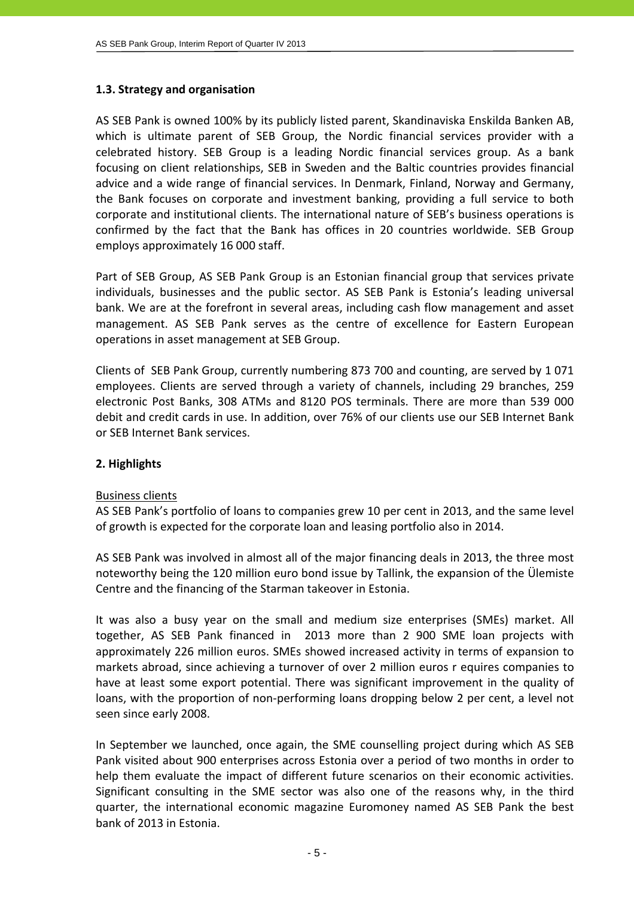### 1.3. Strategy and organisation

AS SEB Pank is owned 100% by its publicly listed parent, Skandinaviska Enskilda Banken AB, which is ultimate parent of SEB Group, the Nordic financial services provider with a celebrated history. SEB Group is a leading Nordic financial services group. As a bank focusing on client relationships, SEB in Sweden and the Baltic countries provides financial advice and a wide range of financial services. In Denmark, Finland, Norway and Germany, the Bank focuses on corporate and investment banking, providing a full service to both corporate and institutional clients. The international nature of SEB's business operations is confirmed by the fact that the Bank has offices in 20 countries worldwide. SEB Group employs approximately 16 000 staff.

Part of SEB Group, AS SEB Pank Group is an Estonian financial group that services private individuals, businesses and the public sector. AS SEB Pank is Estonia's leading universal bank. We are at the forefront in several areas, including cash flow management and asset management. AS SEB Pank serves as the centre of excellence for Eastern European operations in asset management at SEB Group.

Clients of SEB Pank Group, currently numbering 873 700 and counting, are served by 1 071 employees. Clients are served through a variety of channels, including 29 branches, 259 electronic Post Banks, 308 ATMs and 8120 POS terminals. There are more than 539 000 debit and credit cards in use. In addition, over 76% of our clients use our SEB Internet Bank or SEB Internet Bank services.

## 2. Highlights

Business clients

AS SEB Pank's portfolio of loans to companies grew 10 per cent in 2013, and the same level of growth is expected for the corporate loan and leasing portfolio also in 2014.

AS SEB Pank was involved in almost all of the major financing deals in 2013, the three most noteworthy being the 120 million euro bond issue by Tallink, the expansion of the Ülemiste Centre and the financing of the Starman takeover in Estonia.

It was also a busy year on the small and medium size enterprises (SMEs) market. All together, AS SEB Pank financed in 2013 more than 2 900 SME loan projects with approximately 226 million euros. SMEs showed increased activity in terms of expansion to markets abroad, since achieving a turnover of over 2 million euros r equires companies to have at least some export potential. There was significant improvement in the quality of loans, with the proportion of non-performing loans dropping below 2 per cent, a level not seen since early 2008.

In September we launched, once again, the SME counselling project during which AS SEB Pank visited about 900 enterprises across Estonia over a period of two months in order to help them evaluate the impact of different future scenarios on their economic activities. Significant consulting in the SME sector was also one of the reasons why, in the third quarter, the international economic magazine Euromoney named AS SEB Pank the best bank of 2013 in Estonia.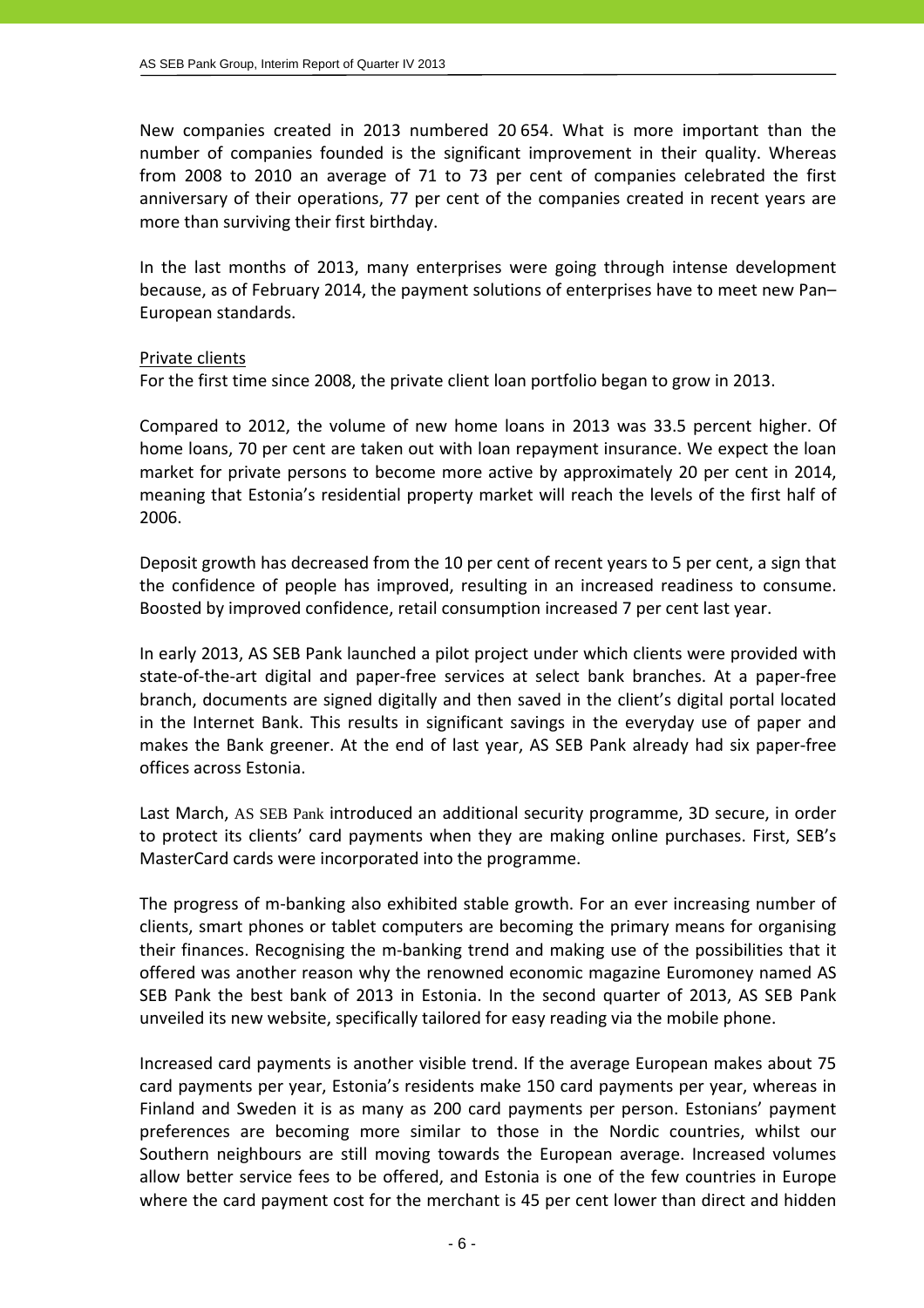New companies created in 2013 numbered 20 654. What is more important than the number of companies founded is the significant improvement in their quality. Whereas from 2008 to 2010 an average of 71 to 73 per cent of companies celebrated the first anniversary of their operations, 77 per cent of the companies created in recent years are more than surviving their first birthday.

In the last months of 2013, many enterprises were going through intense development because, as of February 2014, the payment solutions of enterprises have to meet new Pan–European standards.

Private clients

For the first time since 2008, the private client loan portfolio began to grow in 2013.

Compared to 2012, the volume of new home loans in 2013 was 33.5 percent higher. Of home loans, 70 per cent are taken out with loan repayment insurance. We expect the loan market for private persons to become more active by approximately 20 per cent in 2014, meaning that Estonia's residential property market will reach the levels of the first half of 2006.

Deposit growth has decreased from the 10 per cent of recent years to 5 per cent, a sign that the confidence of people has improved, resulting in an increased readiness to consume. Boosted by improved confidence, retail consumption increased 7 per cent last year.

In early 2013, AS SEB Pank launched a pilot project under which clients were provided with state-of-the-art digital and paper-free services at select bank branches. At a paper-free branch, documents are signed digitally and then saved in the client's digital portal located in the Internet Bank. This results in significant savings in the everyday use of paper and makes the Bank greener. At the end of last year, AS SEB Pank already had six paper-free offices across Estonia.

Last March, AS SEB Pank introduced an additional security programme, 3D secure, in order to protect its clients' card payments when they are making online purchases. First, SEB's MasterCard cards were incorporated into the programme.

The progress of m-banking also exhibited stable growth. For an ever increasing number of clients, smart phones or tablet computers are becoming the primary means for organising their finances. Recognising the m-banking trend and making use of the possibilities that it offered was another reason why the renowned economic magazine Euromoney named AS SEB Pank the best bank of 2013 in Estonia. In the second quarter of 2013, AS SEB Pank unveiled its new website, specifically tailored for easy reading via the mobile phone.

Increased card payments is another visible trend. If the average European makes about 75 card payments per year, Estonia's residents make 150 card payments per year, whereas in Finland and Sweden it is as many as 200 card payments per person. Estonians' payment preferences are becoming more similar to those in the Nordic countries, whilst our Southern neighbours are still moving towards the European average. Increased volumes allow better service fees to be offered, and Estonia is one of the few countries in Europe where the card payment cost for the merchant is 45 per cent lower than direct and hidden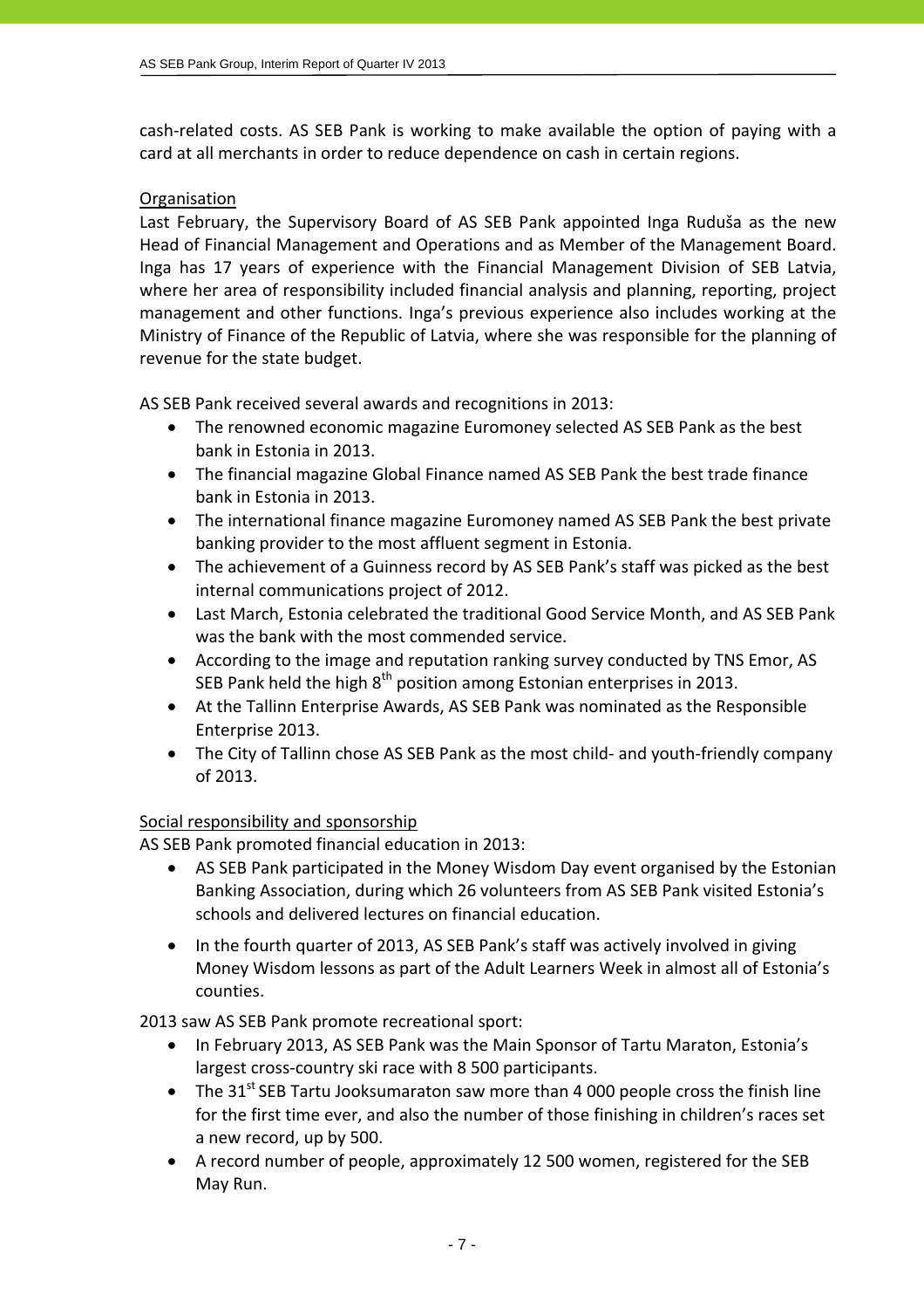cash-related costs. AS SEB Pank is working to make available the option of paying with a card at all merchants in order to reduce dependence on cash in certain regions.

Organisation

Last February, the Supervisory Board of AS SEB Pank appointed Inga Ruduša as the new Head of Financial Management and Operations and as Member of the Management Board. Inga has 17 years of experience with the Financial Management Division of SEB Latvia, where her area of responsibility included financial analysis and planning, reporting, project management and other functions. Inga's previous experience also includes working at the Ministry of Finance of the Republic of Latvia, where she was responsible for the planning of revenue for the state budget.

AS SEB Pank received several awards and recognitions in 2013:

- The renowned economic magazine Euromoney selected AS SEB Pank as the best bank in Estonia in 2013.
- The financial magazine Global Finance named AS SEB Pank the best trade finance bank in Estonia in 2013.
- The international finance magazine Euromoney named AS SEB Pank the best private banking provider to the most affluent segment in Estonia.
- The achievement of a Guinness record by AS SEB Pank's staff was picked as the best internal communications project of 2012.
- Last March, Estonia celebrated the traditional Good Service Month, and AS SEB Pank was the bank with the most commended service.
- According to the image and reputation ranking survey conducted by TNS Emor, AS SEB Pank held the high 8th position among Estonian enterprises in 2013.
- At the Tallinn Enterprise Awards, AS SEB Pank was nominated as the Responsible Enterprise 2013.
- The City of Tallinn chose AS SEB Pank as the most child- and youth-friendly company of 2013.

Social responsibility and sponsorship

AS SEB Pank promoted financial education in 2013:

- AS SEB Pank participated in the Money Wisdom Day event organised by the Estonian Banking Association, during which 26 volunteers from AS SEB Pank visited Estonia's schools and delivered lectures on financial education.
- In the fourth quarter of 2013, AS SEB Pank's staff was actively involved in giving Money Wisdom lessons as part of the Adult Learners Week in almost all of Estonia's counties.

2013 saw AS SEB Pank promote recreational sport:

- In February 2013, AS SEB Pank was the Main Sponsor of Tartu Maraton, Estonia's largest cross-country ski race with 8 500 participants.
- The 31st SEB Tartu Jooksumaraton saw more than 4 000 people cross the finish line for the first time ever, and also the number of those finishing in children's races set a new record, up by 500.
- A record number of people, approximately 12 500 women, registered for the SEB May Run.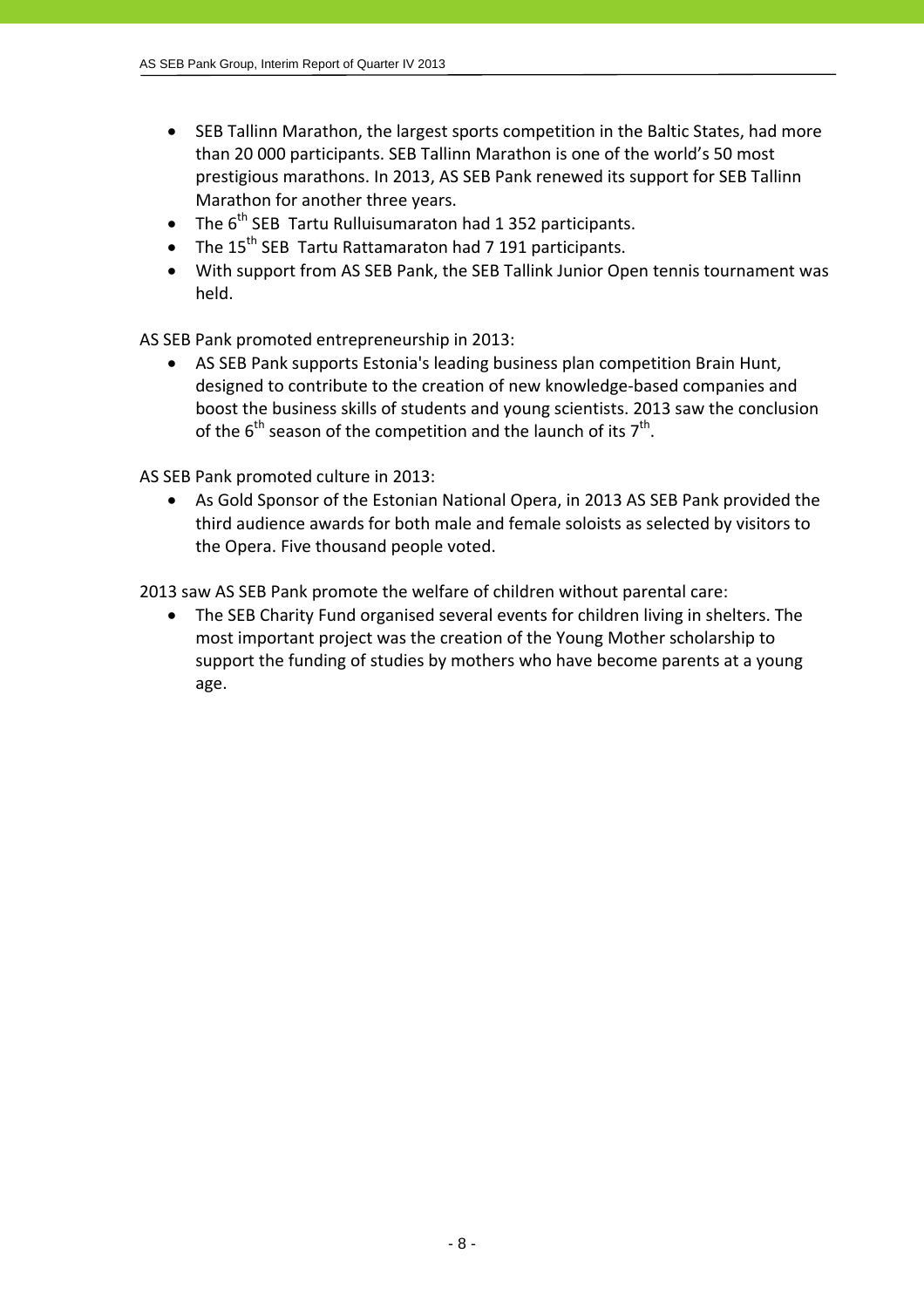- SEB Tallinn Marathon, the largest sports competition in the Baltic States, had more than 20 000 participants. SEB Tallinn Marathon is one of the world's 50 most prestigious marathons. In 2013, AS SEB Pank renewed its support for SEB Tallinn Marathon for another three years.
- The 6th SEB Tartu Rulluisumaraton had 1 352 participants.
- The 15th SEB Tartu Rattamaraton had 7 191 participants.
- With support from AS SEB Pank, the SEB Tallink Junior Open tennis tournament was held.

AS SEB Pank promoted entrepreneurship in 2013:

- AS SEB Pank supports Estonia's leading business plan competition Brain Hunt, designed to contribute to the creation of new knowledge-based companies and boost the business skills of students and young scientists. 2013 saw the conclusion of the 6th season of the competition and the launch of its 7th.

AS SEB Pank promoted culture in 2013:

- As Gold Sponsor of the Estonian National Opera, in 2013 AS SEB Pank provided the third audience awards for both male and female soloists as selected by visitors to the Opera. Five thousand people voted.

2013 saw AS SEB Pank promote the welfare of children without parental care:

- The SEB Charity Fund organised several events for children living in shelters. The most important project was the creation of the Young Mother scholarship to support the funding of studies by mothers who have become parents at a young age.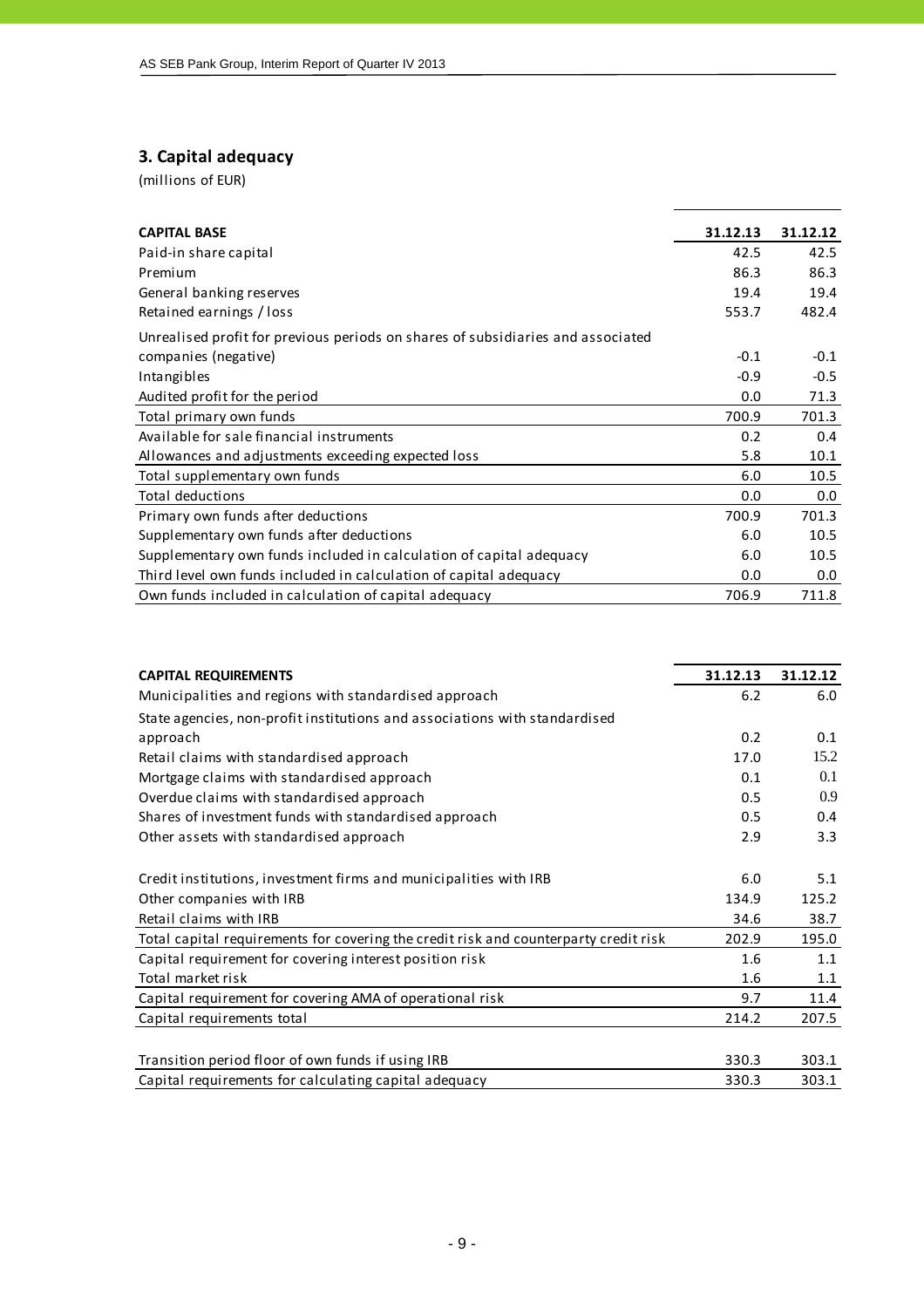## 3. Capital adequacy

(millions of EUR)

| CAPITAL BASE | 31.12.13 | 31.12.12 |
|---|---|---|
| Paid-in share capital | 42.5 | 42.5 |
| Premium | 86.3 | 86.3 |
| General banking reserves | 19.4 | 19.4 |
| Retained earnings / loss | 553.7 | 482.4 |
| Unrealised profit for previous periods on shares of subsidiaries and associated companies (negative) | -0.1 | -0.1 |
| Intangibles | -0.9 | -0.5 |
| Audited profit for the period | 0.0 | 71.3 |
| Total primary own funds | 700.9 | 701.3 |
| Available for sale financial instruments | 0.2 | 0.4 |
| Allowances and adjustments exceeding expected loss | 5.8 | 10.1 |
| Total supplementary own funds | 6.0 | 10.5 |
| Total deductions | 0.0 | 0.0 |
| Primary own funds after deductions | 700.9 | 701.3 |
| Supplementary own funds after deductions | 6.0 | 10.5 |
| Supplementary own funds included in calculation of capital adequacy | 6.0 | 10.5 |
| Third level own funds included in calculation of capital adequacy | 0.0 | 0.0 |
| Own funds included in calculation of capital adequacy | 706.9 | 711.8 |

| CAPITAL REQUIREMENTS | 31.12.13 | 31.12.12 |
|---|---|---|
| Municipalities and regions with standardised approach | 6.2 | 6.0 |
| State agencies, non-profit institutions and associations with standardised approach | 0.2 | 0.1 |
| Retail claims with standardised approach | 17.0 | 15.2 |
| Mortgage claims with standardised approach | 0.1 | 0.1 |
| Overdue claims with standardised approach | 0.5 | 0.9 |
| Shares of investment funds with standardised approach | 0.5 | 0.4 |
| Other assets with standardised approach | 2.9 | 3.3 |
| Credit institutions, investment firms and municipalities with IRB | 6.0 | 5.1 |
| Other companies with IRB | 134.9 | 125.2 |
| Retail claims with IRB | 34.6 | 38.7 |
| Total capital requirements for covering the credit risk and counterparty credit risk | 202.9 | 195.0 |
| Capital requirement for covering interest position risk | 1.6 | 1.1 |
| Total market risk | 1.6 | 1.1 |
| Capital requirement for covering AMA of operational risk | 9.7 | 11.4 |
| Capital requirements total | 214.2 | 207.5 |
| Transition period floor of own funds if using IRB | 330.3 | 303.1 |
| Capital requirements for calculating capital adequacy | 330.3 | 303.1 |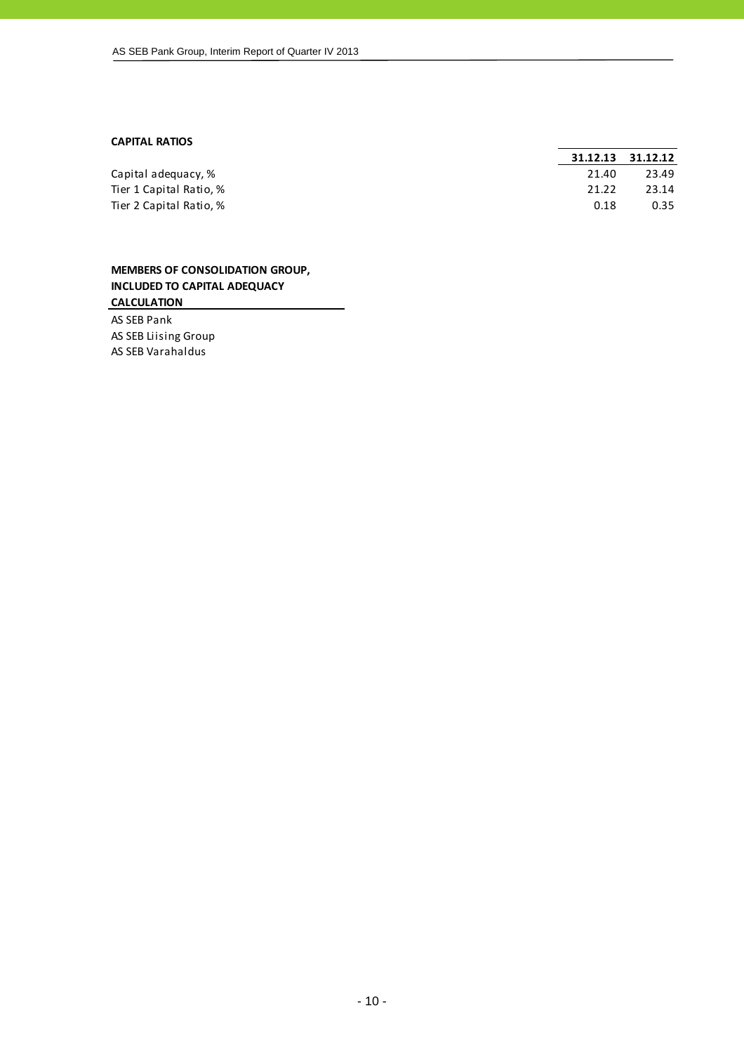**CAPITAL RATIOS**

| | 31.12.13 | 31.12.12 |
|---|---|---|
| Capital adequacy, % | 21.40 | 23.49 |
| Tier 1 Capital Ratio, % | 21.22 | 23.14 |
| Tier 2 Capital Ratio, % | 0.18 | 0.35 |

**MEMBERS OF CONSOLIDATION GROUP, INCLUDED TO CAPITAL ADEQUACY CALCULATION**

AS SEB Pank
AS SEB Liising Group
AS SEB Varahaldus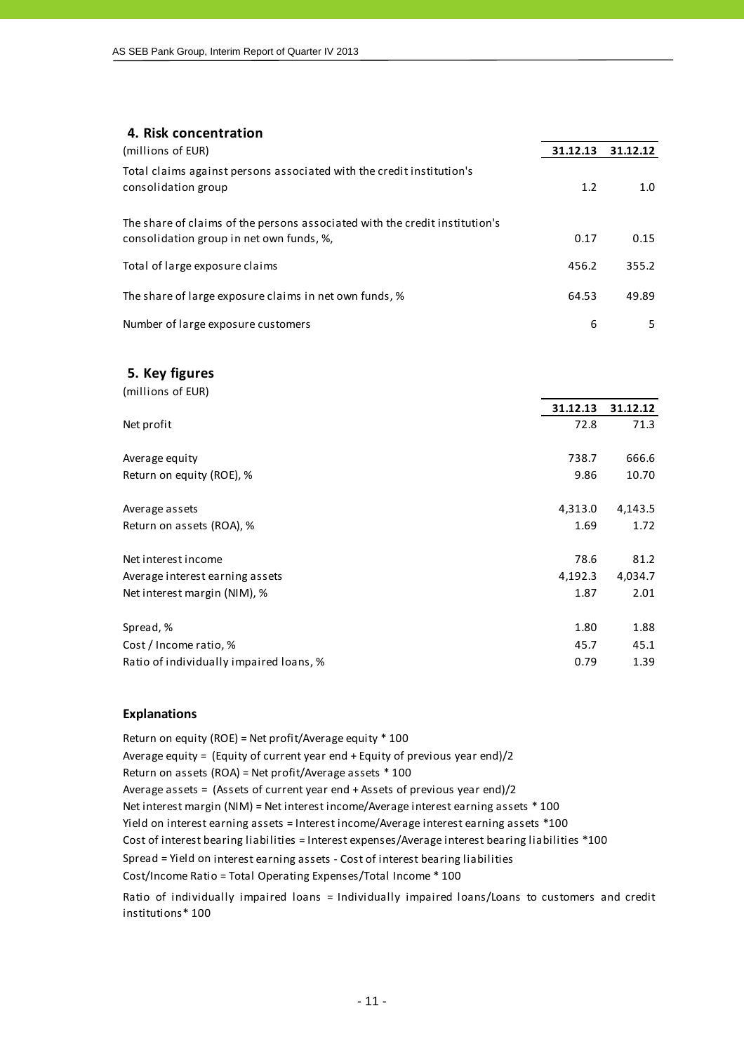## 4. Risk concentration

| (millions of EUR) | 31.12.13 | 31.12.12 |
|---|---|---|
| Total claims against persons associated with the credit institution's consolidation group | 1.2 | 1.0 |
| The share of claims of the persons associated with the credit institution's consolidation group in net own funds, %, | 0.17 | 0.15 |
| Total of large exposure claims | 456.2 | 355.2 |
| The share of large exposure claims in net own funds, % | 64.53 | 49.89 |
| Number of large exposure customers | 6 | 5 |

## 5. Key figures

(millions of EUR)

| | 31.12.13 | 31.12.12 |
|---|---|---|
| Net profit | 72.8 | 71.3 |
| Average equity | 738.7 | 666.6 |
| Return on equity (ROE), % | 9.86 | 10.70 |
| Average assets | 4,313.0 | 4,143.5 |
| Return on assets (ROA), % | 1.69 | 1.72 |
| Net interest income | 78.6 | 81.2 |
| Average interest earning assets | 4,192.3 | 4,034.7 |
| Net interest margin (NIM), % | 1.87 | 2.01 |
| Spread, % | 1.80 | 1.88 |
| Cost / Income ratio, % | 45.7 | 45.1 |
| Ratio of individually impaired loans, % | 0.79 | 1.39 |

### Explanations

Return on equity (ROE) = Net profit/Average equity * 100

Average equity = (Equity of current year end + Equity of previous year end)/2

Return on assets (ROA) = Net profit/Average assets * 100

Average assets = (Assets of current year end + Assets of previous year end)/2

Net interest margin (NIM) = Net interest income/Average interest earning assets * 100

Yield on interest earning assets = Interest income/Average interest earning assets *100

Cost of interest bearing liabilities = Interest expenses/Average interest bearing liabilities *100

Spread = Yield on interest earning assets - Cost of interest bearing liabilities

Cost/Income Ratio = Total Operating Expenses/Total Income * 100

Ratio of individually impaired loans = Individually impaired loans/Loans to customers and credit institutions* 100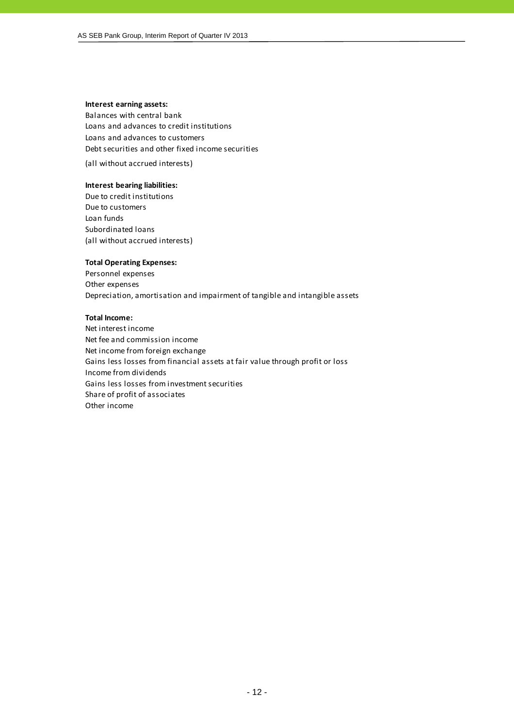**Interest earning assets:**

Balances with central bank
Loans and advances to credit institutions
Loans and advances to customers
Debt securities and other fixed income securities

(all without accrued interests)

**Interest bearing liabilities:**

Due to credit institutions
Due to customers
Loan funds
Subordinated loans
(all without accrued interests)

**Total Operating Expenses:**

Personnel expenses
Other expenses
Depreciation, amortisation and impairment of tangible and intangible assets

**Total Income:**

Net interest income
Net fee and commission income
Net income from foreign exchange
Gains less losses from financial assets at fair value through profit or loss
Income from dividends
Gains less losses from investment securities
Share of profit of associates
Other income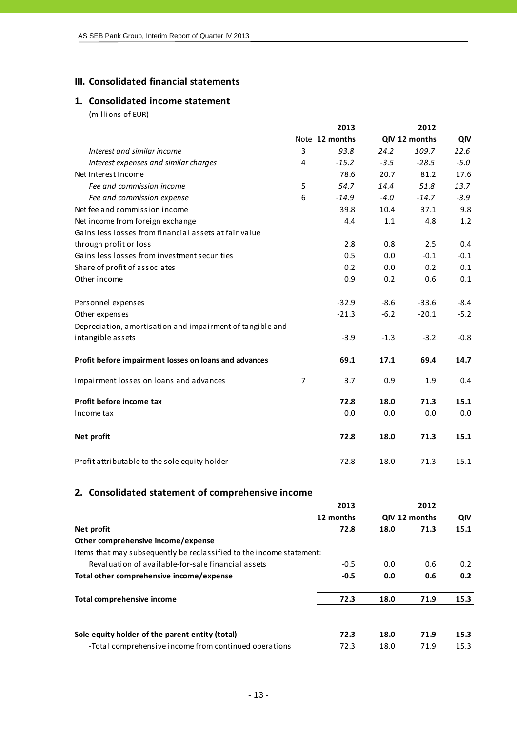## III. Consolidated financial statements

### 1. Consolidated income statement

(millions of EUR)

| | Note | 2013 12 months | 2013 QIV | 2012 12 months | 2012 QIV |
|---|---|---|---|---|---|
| *Interest and similar income* | 3 | *93.8* | *24.2* | *109.7* | *22.6* |
| *Interest expenses and similar charges* | 4 | *-15.2* | *-3.5* | *-28.5* | *-5.0* |
| Net Interest Income | | 78.6 | 20.7 | 81.2 | 17.6 |
| *Fee and commission income* | 5 | *54.7* | *14.4* | *51.8* | *13.7* |
| *Fee and commission expense* | 6 | *-14.9* | *-4.0* | *-14.7* | *-3.9* |
| Net fee and commission income | | 39.8 | 10.4 | 37.1 | 9.8 |
| Net income from foreign exchange | | 4.4 | 1.1 | 4.8 | 1.2 |
| Gains less losses from financial assets at fair value through profit or loss | | 2.8 | 0.8 | 2.5 | 0.4 |
| Gains less losses from investment securities | | 0.5 | 0.0 | -0.1 | -0.1 |
| Share of profit of associates | | 0.2 | 0.0 | 0.2 | 0.1 |
| Other income | | 0.9 | 0.2 | 0.6 | 0.1 |
| Personnel expenses | | -32.9 | -8.6 | -33.6 | -8.4 |
| Other expenses | | -21.3 | -6.2 | -20.1 | -5.2 |
| Depreciation, amortisation and impairment of tangible and intangible assets | | -3.9 | -1.3 | -3.2 | -0.8 |
| **Profit before impairment losses on loans and advances** | | **69.1** | **17.1** | **69.4** | **14.7** |
| Impairment losses on loans and advances | 7 | 3.7 | 0.9 | 1.9 | 0.4 |
| **Profit before income tax** | | **72.8** | **18.0** | **71.3** | **15.1** |
| Income tax | | 0.0 | 0.0 | 0.0 | 0.0 |
| **Net profit** | | **72.8** | **18.0** | **71.3** | **15.1** |
| Profit attributable to the sole equity holder | | 72.8 | 18.0 | 71.3 | 15.1 |

### 2. Consolidated statement of comprehensive income

| | 2013 12 months | 2013 QIV | 2012 12 months | 2012 QIV |
|---|---|---|---|---|
| **Net profit** | **72.8** | **18.0** | **71.3** | **15.1** |
| **Other comprehensive income/expense** | | | | |
| Items that may subsequently be reclassified to the income statement: | | | | |
| Revaluation of available-for-sale financial assets | -0.5 | 0.0 | 0.6 | 0.2 |
| **Total other comprehensive income/expense** | **-0.5** | **0.0** | **0.6** | **0.2** |
| **Total comprehensive income** | **72.3** | **18.0** | **71.9** | **15.3** |
| **Sole equity holder of the parent entity (total)** | **72.3** | **18.0** | **71.9** | **15.3** |
| -Total comprehensive income from continued operations | 72.3 | 18.0 | 71.9 | 15.3 |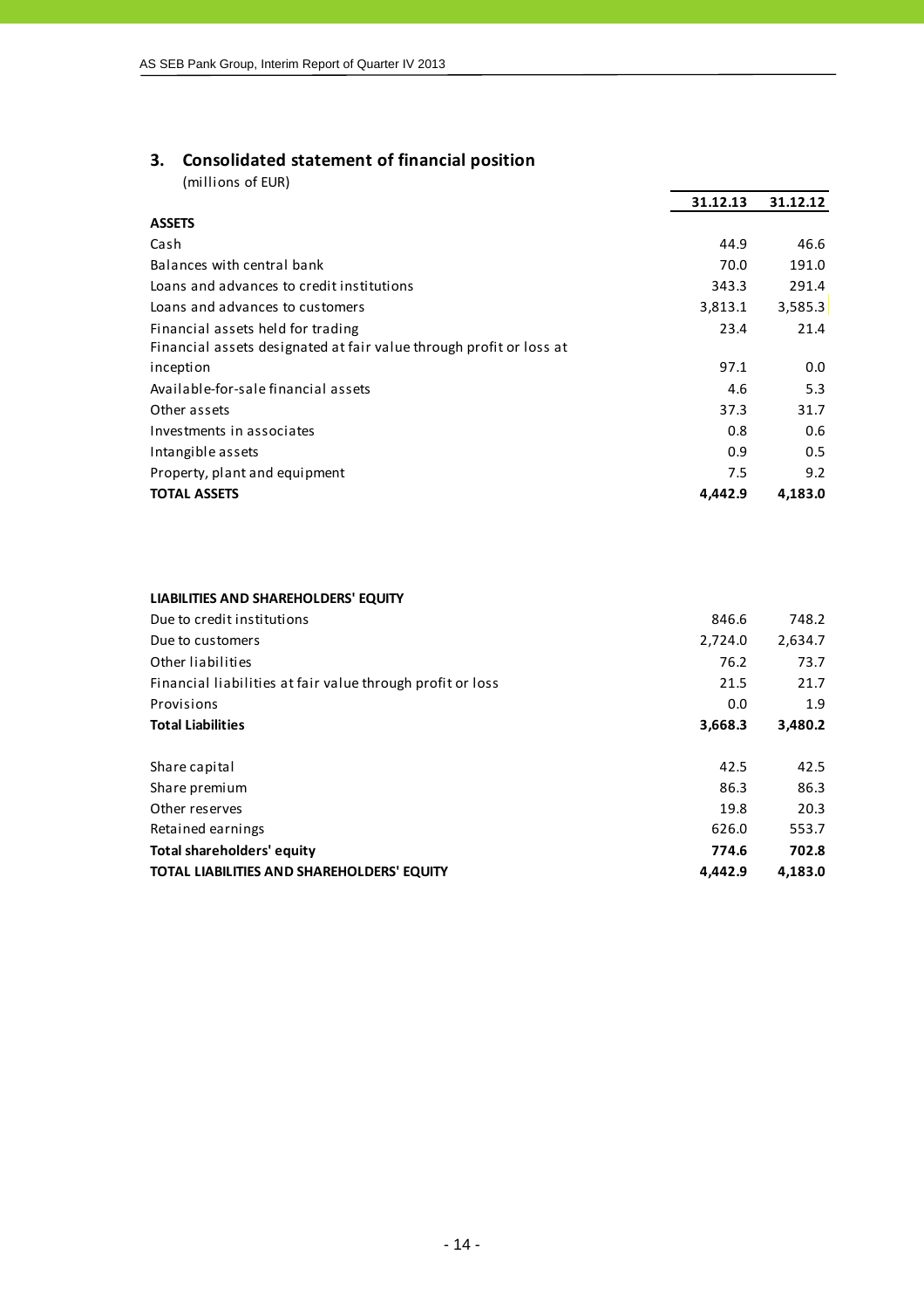## 3. Consolidated statement of financial position

(millions of EUR)

| | 31.12.13 | 31.12.12 |
|---|---|---|
| **ASSETS** | | |
| Cash | 44.9 | 46.6 |
| Balances with central bank | 70.0 | 191.0 |
| Loans and advances to credit institutions | 343.3 | 291.4 |
| Loans and advances to customers | 3,813.1 | 3,585.3 |
| Financial assets held for trading | 23.4 | 21.4 |
| Financial assets designated at fair value through profit or loss at inception | 97.1 | 0.0 |
| Available-for-sale financial assets | 4.6 | 5.3 |
| Other assets | 37.3 | 31.7 |
| Investments in associates | 0.8 | 0.6 |
| Intangible assets | 0.9 | 0.5 |
| Property, plant and equipment | 7.5 | 9.2 |
| **TOTAL ASSETS** | **4,442.9** | **4,183.0** |

| | 31.12.13 | 31.12.12 |
|---|---|---|
| **LIABILITIES AND SHAREHOLDERS' EQUITY** | | |
| Due to credit institutions | 846.6 | 748.2 |
| Due to customers | 2,724.0 | 2,634.7 |
| Other liabilities | 76.2 | 73.7 |
| Financial liabilities at fair value through profit or loss | 21.5 | 21.7 |
| Provisions | 0.0 | 1.9 |
| **Total Liabilities** | **3,668.3** | **3,480.2** |
| | | |
| Share capital | 42.5 | 42.5 |
| Share premium | 86.3 | 86.3 |
| Other reserves | 19.8 | 20.3 |
| Retained earnings | 626.0 | 553.7 |
| **Total shareholders' equity** | **774.6** | **702.8** |
| **TOTAL LIABILITIES AND SHAREHOLDERS' EQUITY** | **4,442.9** | **4,183.0** |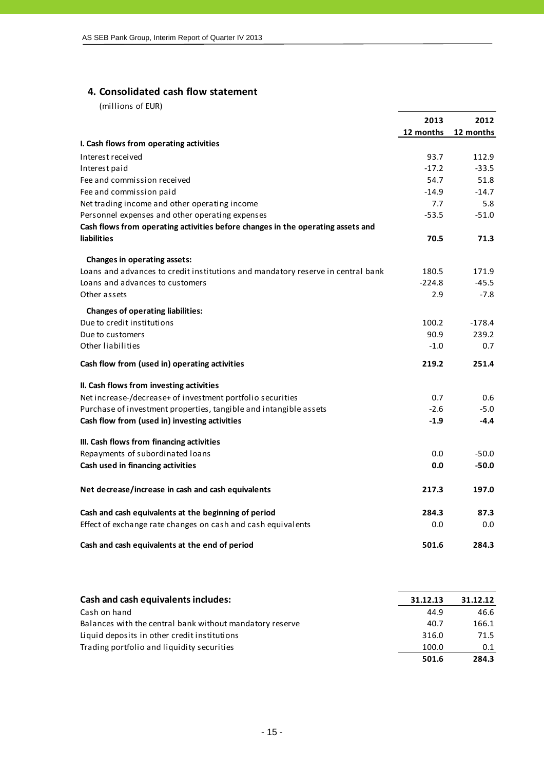## 4. Consolidated cash flow statement

(millions of EUR)

| | 2013 12 months | 2012 12 months |
|---|---|---|
| **I. Cash flows from operating activities** | | |
| Interest received | 93.7 | 112.9 |
| Interest paid | -17.2 | -33.5 |
| Fee and commission received | 54.7 | 51.8 |
| Fee and commission paid | -14.9 | -14.7 |
| Net trading income and other operating income | 7.7 | 5.8 |
| Personnel expenses and other operating expenses | -53.5 | -51.0 |
| **Cash flows from operating activities before changes in the operating assets and liabilities** | **70.5** | **71.3** |
| **Changes in operating assets:** | | |
| Loans and advances to credit institutions and mandatory reserve in central bank | 180.5 | 171.9 |
| Loans and advances to customers | -224.8 | -45.5 |
| Other assets | 2.9 | -7.8 |
| **Changes of operating liabilities:** | | |
| Due to credit institutions | 100.2 | -178.4 |
| Due to customers | 90.9 | 239.2 |
| Other liabilities | -1.0 | 0.7 |
| **Cash flow from (used in) operating activities** | **219.2** | **251.4** |
| **II. Cash flows from investing activities** | | |
| Net increase-/decrease+ of investment portfolio securities | 0.7 | 0.6 |
| Purchase of investment properties, tangible and intangible assets | -2.6 | -5.0 |
| **Cash flow from (used in) investing activities** | **-1.9** | **-4.4** |
| **III. Cash flows from financing activities** | | |
| Repayments of subordinated loans | 0.0 | -50.0 |
| **Cash used in financing activities** | **0.0** | **-50.0** |
| **Net decrease/increase in cash and cash equivalents** | **217.3** | **197.0** |
| **Cash and cash equivalents at the beginning of period** | **284.3** | **87.3** |
| Effect of exchange rate changes on cash and cash equivalents | 0.0 | 0.0 |
| **Cash and cash equivalents at the end of period** | **501.6** | **284.3** |

| **Cash and cash equivalents includes:** | **31.12.13** | **31.12.12** |
|---|---|---|
| Cash on hand | 44.9 | 46.6 |
| Balances with the central bank without mandatory reserve | 40.7 | 166.1 |
| Liquid deposits in other credit institutions | 316.0 | 71.5 |
| Trading portfolio and liquidity securities | 100.0 | 0.1 |
| | **501.6** | **284.3** |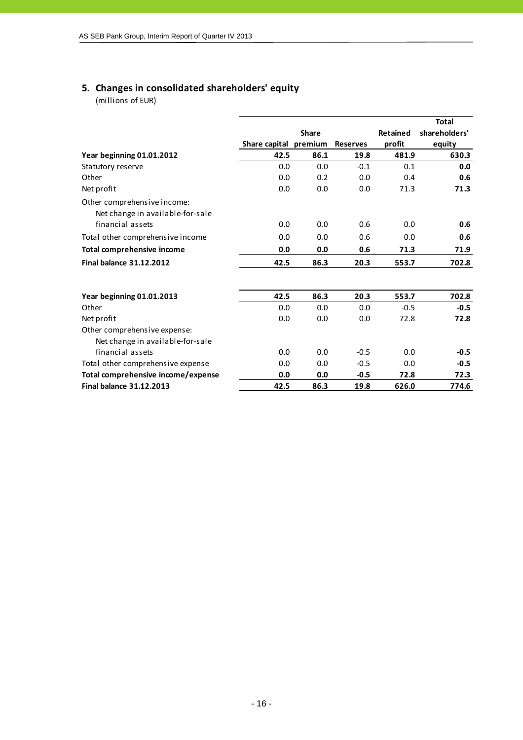## 5. Changes in consolidated shareholders' equity

(millions of EUR)

| | Share capital | Share premium | Reserves | Retained profit | Total shareholders' equity |
|---|---|---|---|---|---|
| **Year beginning 01.01.2012** | **42.5** | **86.1** | **19.8** | **481.9** | **630.3** |
| Statutory reserve | 0.0 | 0.0 | -0.1 | 0.1 | **0.0** |
| Other | 0.0 | 0.2 | 0.0 | 0.4 | **0.6** |
| Net profit | 0.0 | 0.0 | 0.0 | 71.3 | **71.3** |
| Other comprehensive income: | | | | | |
| Net change in available-for-sale financial assets | 0.0 | 0.0 | 0.6 | 0.0 | **0.6** |
| Total other comprehensive income | 0.0 | 0.0 | 0.6 | 0.0 | **0.6** |
| **Total comprehensive income** | **0.0** | **0.0** | **0.6** | **71.3** | **71.9** |
| **Final balance 31.12.2012** | **42.5** | **86.3** | **20.3** | **553.7** | **702.8** |
| | | | | | |
| **Year beginning 01.01.2013** | **42.5** | **86.3** | **20.3** | **553.7** | **702.8** |
| Other | 0.0 | 0.0 | 0.0 | -0.5 | **-0.5** |
| Net profit | 0.0 | 0.0 | 0.0 | 72.8 | **72.8** |
| Other comprehensive expense: | | | | | |
| Net change in available-for-sale financial assets | 0.0 | 0.0 | -0.5 | 0.0 | **-0.5** |
| Total other comprehensive expense | 0.0 | 0.0 | -0.5 | 0.0 | **-0.5** |
| **Total comprehensive income/expense** | **0.0** | **0.0** | **-0.5** | **72.8** | **72.3** |
| **Final balance 31.12.2013** | **42.5** | **86.3** | **19.8** | **626.0** | **774.6** |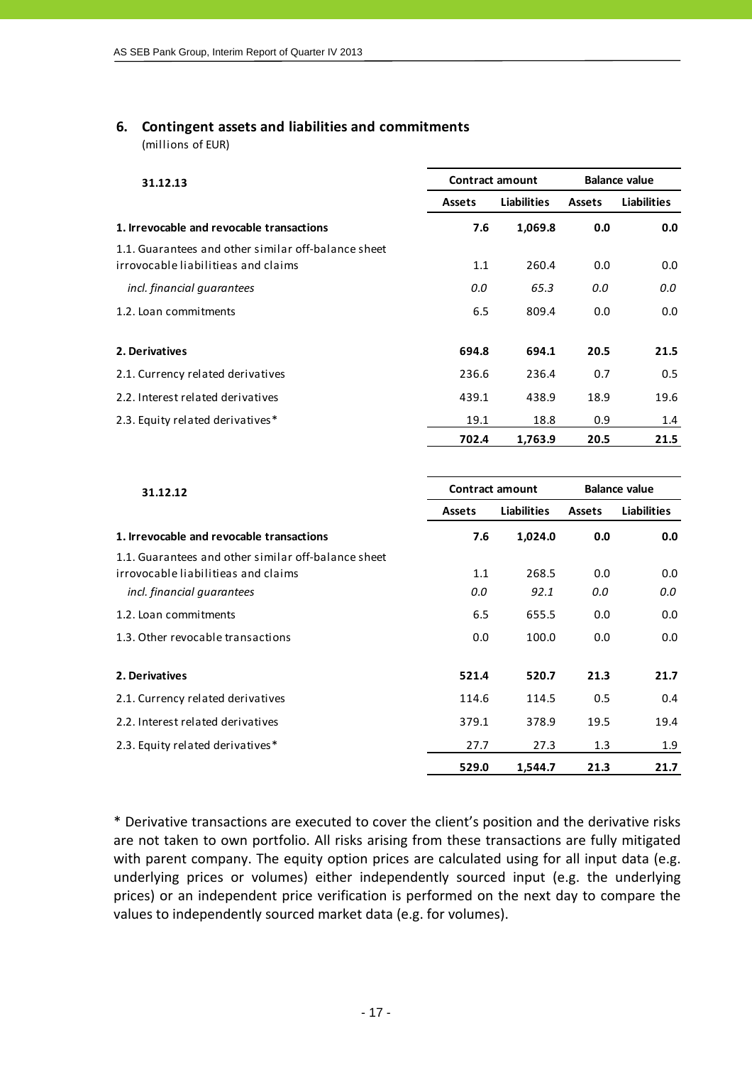## 6. Contingent assets and liabilities and commitments

(millions of EUR)

| 31.12.13 | Contract amount | | Balance value | |
|---|---|---|---|---|
| | **Assets** | **Liabilities** | **Assets** | **Liabilities** |
| **1. Irrevocable and revocable transactions** | **7.6** | **1,069.8** | **0.0** | **0.0** |
| 1.1. Guarantees and other similar off-balance sheet irrevocable liabilitieas and claims | 1.1 | 260.4 | 0.0 | 0.0 |
| *incl. financial guarantees* | *0.0* | *65.3* | *0.0* | *0.0* |
| 1.2. Loan commitments | 6.5 | 809.4 | 0.0 | 0.0 |
| **2. Derivatives** | **694.8** | **694.1** | **20.5** | **21.5** |
| 2.1. Currency related derivatives | 236.6 | 236.4 | 0.7 | 0.5 |
| 2.2. Interest related derivatives | 439.1 | 438.9 | 18.9 | 19.6 |
| 2.3. Equity related derivatives* | 19.1 | 18.8 | 0.9 | 1.4 |
| | **702.4** | **1,763.9** | **20.5** | **21.5** |

| 31.12.12 | Contract amount | | Balance value | |
|---|---|---|---|---|
| | **Assets** | **Liabilities** | **Assets** | **Liabilities** |
| **1. Irrevocable and revocable transactions** | **7.6** | **1,024.0** | **0.0** | **0.0** |
| 1.1. Guarantees and other similar off-balance sheet irrevocable liabilitieas and claims | 1.1 | 268.5 | 0.0 | 0.0 |
| *incl. financial guarantees* | *0.0* | *92.1* | *0.0* | *0.0* |
| 1.2. Loan commitments | 6.5 | 655.5 | 0.0 | 0.0 |
| 1.3. Other revocable transactions | 0.0 | 100.0 | 0.0 | 0.0 |
| **2. Derivatives** | **521.4** | **520.7** | **21.3** | **21.7** |
| 2.1. Currency related derivatives | 114.6 | 114.5 | 0.5 | 0.4 |
| 2.2. Interest related derivatives | 379.1 | 378.9 | 19.5 | 19.4 |
| 2.3. Equity related derivatives* | 27.7 | 27.3 | 1.3 | 1.9 |
| | **529.0** | **1,544.7** | **21.3** | **21.7** |

* Derivative transactions are executed to cover the client's position and the derivative risks are not taken to own portfolio. All risks arising from these transactions are fully mitigated with parent company. The equity option prices are calculated using for all input data (e.g. underlying prices or volumes) either independently sourced input (e.g. the underlying prices) or an independent price verification is performed on the next day to compare the values to independently sourced market data (e.g. for volumes).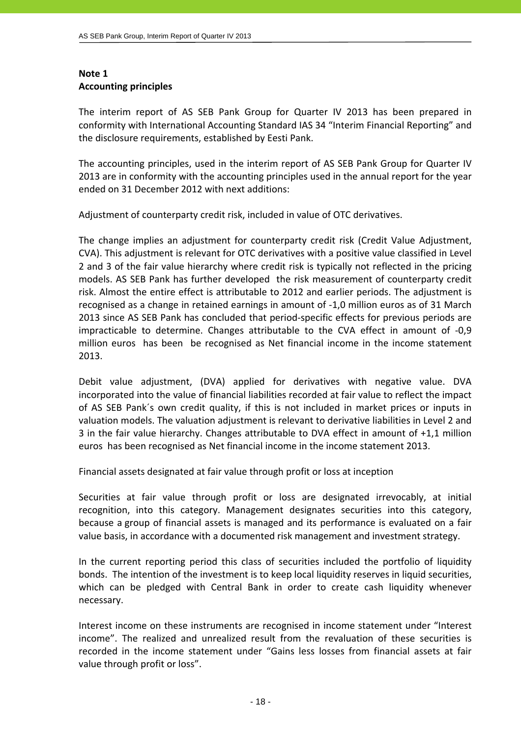## Note 1
## Accounting principles

The interim report of AS SEB Pank Group for Quarter IV 2013 has been prepared in conformity with International Accounting Standard IAS 34 "Interim Financial Reporting" and the disclosure requirements, established by Eesti Pank.

The accounting principles, used in the interim report of AS SEB Pank Group for Quarter IV 2013 are in conformity with the accounting principles used in the annual report for the year ended on 31 December 2012 with next additions:

Adjustment of counterparty credit risk, included in value of OTC derivatives.

The change implies an adjustment for counterparty credit risk (Credit Value Adjustment, CVA). This adjustment is relevant for OTC derivatives with a positive value classified in Level 2 and 3 of the fair value hierarchy where credit risk is typically not reflected in the pricing models. AS SEB Pank has further developed the risk measurement of counterparty credit risk. Almost the entire effect is attributable to 2012 and earlier periods. The adjustment is recognised as a change in retained earnings in amount of -1,0 million euros as of 31 March 2013 since AS SEB Pank has concluded that period-specific effects for previous periods are impracticable to determine. Changes attributable to the CVA effect in amount of -0,9 million euros has been be recognised as Net financial income in the income statement 2013.

Debit value adjustment, (DVA) applied for derivatives with negative value. DVA incorporated into the value of financial liabilities recorded at fair value to reflect the impact of AS SEB Pank´s own credit quality, if this is not included in market prices or inputs in valuation models. The valuation adjustment is relevant to derivative liabilities in Level 2 and 3 in the fair value hierarchy. Changes attributable to DVA effect in amount of +1,1 million euros has been recognised as Net financial income in the income statement 2013.

Financial assets designated at fair value through profit or loss at inception

Securities at fair value through profit or loss are designated irrevocably, at initial recognition, into this category. Management designates securities into this category, because a group of financial assets is managed and its performance is evaluated on a fair value basis, in accordance with a documented risk management and investment strategy.

In the current reporting period this class of securities included the portfolio of liquidity bonds. The intention of the investment is to keep local liquidity reserves in liquid securities, which can be pledged with Central Bank in order to create cash liquidity whenever necessary.

Interest income on these instruments are recognised in income statement under "Interest income". The realized and unrealized result from the revaluation of these securities is recorded in the income statement under "Gains less losses from financial assets at fair value through profit or loss".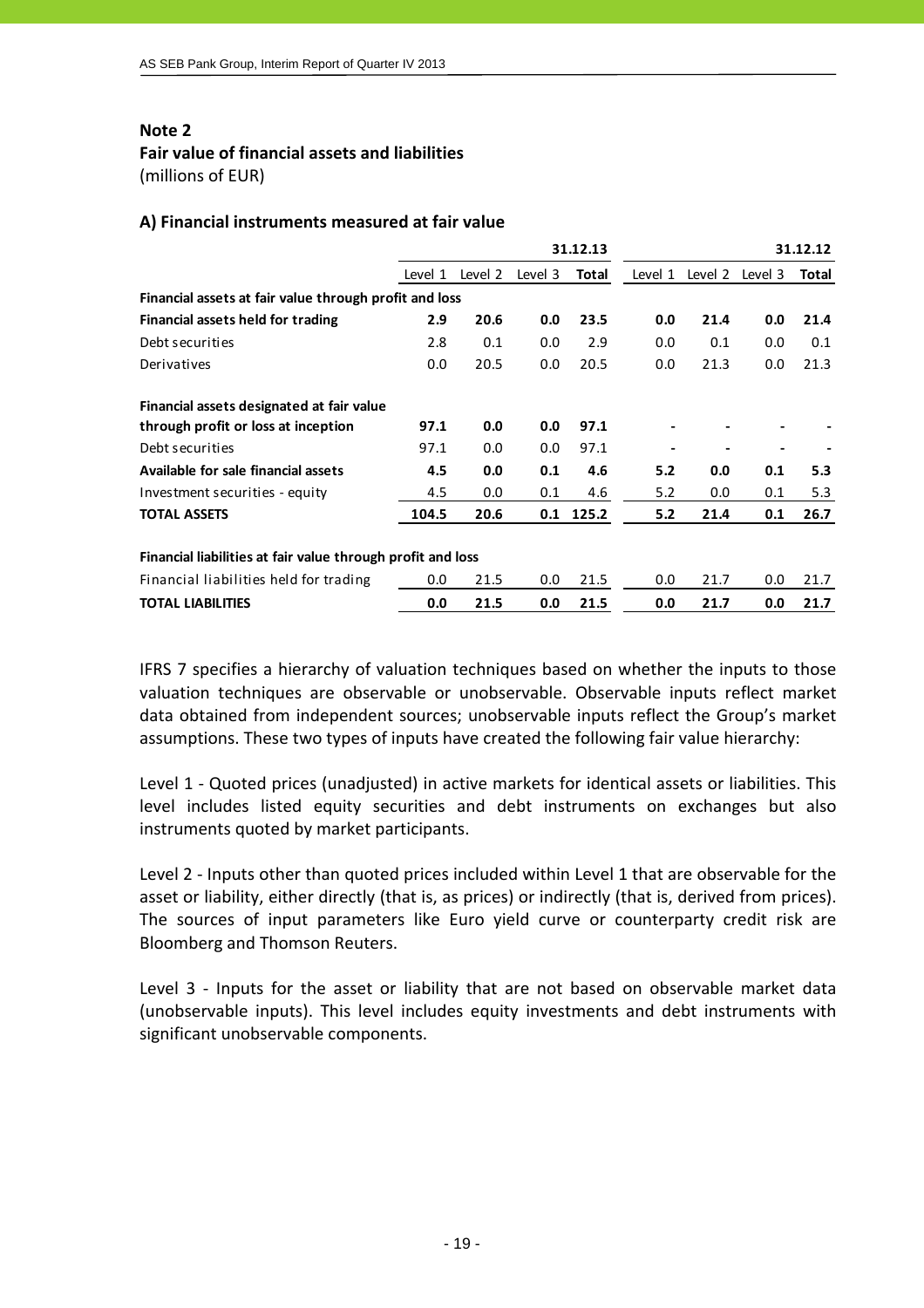**Note 2**
**Fair value of financial assets and liabilities**
(millions of EUR)

### A) Financial instruments measured at fair value

| | 31.12.13 | | | | 31.12.12 | | | |
|---|---|---|---|---|---|---|---|---|
| | Level 1 | Level 2 | Level 3 | **Total** | Level 1 | Level 2 | Level 3 | **Total** |
| **Financial assets at fair value through profit and loss** | | | | | | | | |
| **Financial assets held for trading** | **2.9** | **20.6** | **0.0** | **23.5** | **0.0** | **21.4** | **0.0** | **21.4** |
| Debt securities | 2.8 | 0.1 | 0.0 | 2.9 | 0.0 | 0.1 | 0.0 | 0.1 |
| Derivatives | 0.0 | 20.5 | 0.0 | 20.5 | 0.0 | 21.3 | 0.0 | 21.3 |
| **Financial assets designated at fair value through profit or loss at inception** | **97.1** | **0.0** | **0.0** | **97.1** | **-** | **-** | **-** | **-** |
| Debt securities | 97.1 | 0.0 | 0.0 | 97.1 | - | - | - | - |
| **Available for sale financial assets** | **4.5** | **0.0** | **0.1** | **4.6** | **5.2** | **0.0** | **0.1** | **5.3** |
| Investment securities - equity | 4.5 | 0.0 | 0.1 | 4.6 | 5.2 | 0.0 | 0.1 | 5.3 |
| **TOTAL ASSETS** | **104.5** | **20.6** | **0.1** | **125.2** | **5.2** | **21.4** | **0.1** | **26.7** |
| **Financial liabilities at fair value through profit and loss** | | | | | | | | |
| Financial liabilities held for trading | 0.0 | 21.5 | 0.0 | 21.5 | 0.0 | 21.7 | 0.0 | 21.7 |
| **TOTAL LIABILITIES** | **0.0** | **21.5** | **0.0** | **21.5** | **0.0** | **21.7** | **0.0** | **21.7** |

IFRS 7 specifies a hierarchy of valuation techniques based on whether the inputs to those valuation techniques are observable or unobservable. Observable inputs reflect market data obtained from independent sources; unobservable inputs reflect the Group's market assumptions. These two types of inputs have created the following fair value hierarchy:

Level 1 - Quoted prices (unadjusted) in active markets for identical assets or liabilities. This level includes listed equity securities and debt instruments on exchanges but also instruments quoted by market participants.

Level 2 - Inputs other than quoted prices included within Level 1 that are observable for the asset or liability, either directly (that is, as prices) or indirectly (that is, derived from prices). The sources of input parameters like Euro yield curve or counterparty credit risk are Bloomberg and Thomson Reuters.

Level 3 - Inputs for the asset or liability that are not based on observable market data (unobservable inputs). This level includes equity investments and debt instruments with significant unobservable components.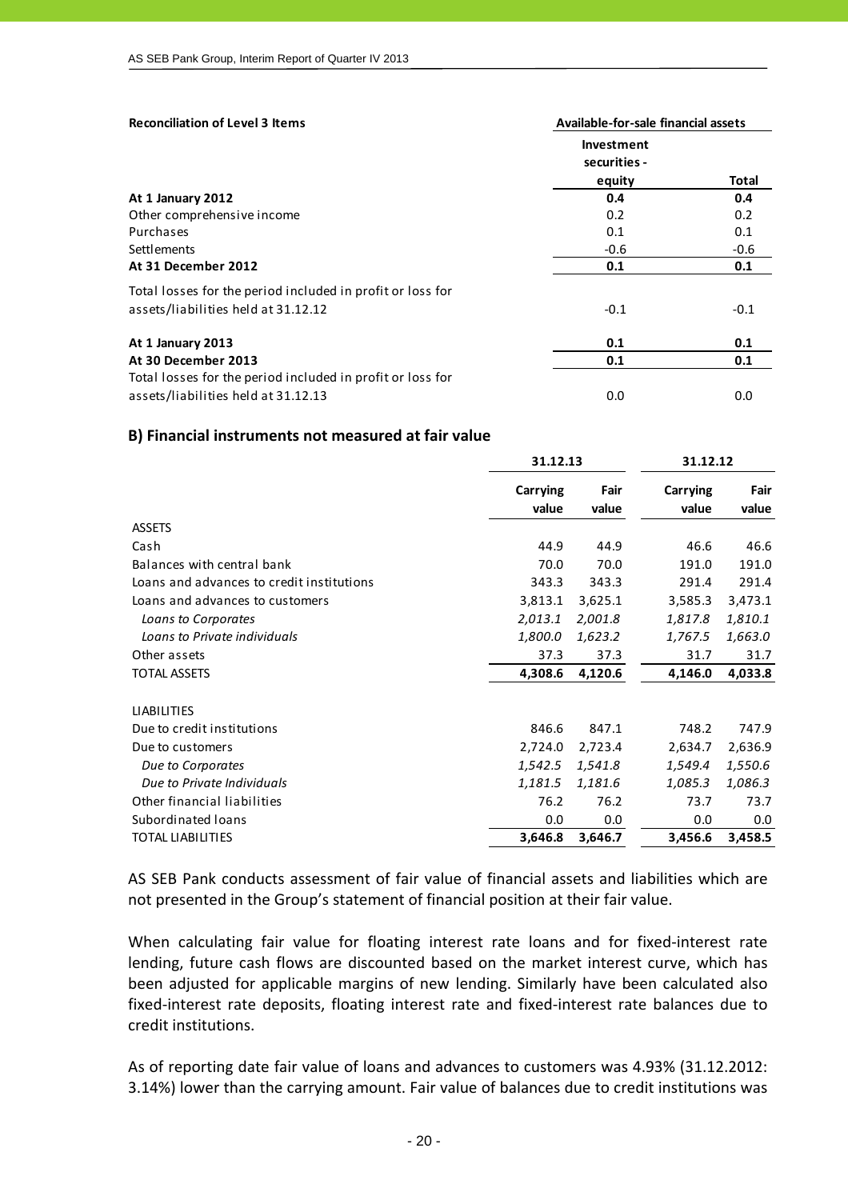| Reconciliation of Level 3 Items | Available-for-sale financial assets | |
|---|---|---|
| | Investment securities - equity | Total |
| **At 1 January 2012** | **0.4** | **0.4** |
| Other comprehensive income | 0.2 | 0.2 |
| Purchases | 0.1 | 0.1 |
| Settlements | -0.6 | -0.6 |
| **At 31 December 2012** | **0.1** | **0.1** |
| Total losses for the period included in profit or loss for assets/liabilities held at 31.12.12 | -0.1 | -0.1 |
| **At 1 January 2013** | **0.1** | **0.1** |
| **At 30 December 2013** | **0.1** | **0.1** |
| Total losses for the period included in profit or loss for assets/liabilities held at 31.12.13 | 0.0 | 0.0 |

### B) Financial instruments not measured at fair value

| | 31.12.13 | | 31.12.12 | |
|---|---|---|---|---|
| | Carrying value | Fair value | Carrying value | Fair value |
| ASSETS | | | | |
| Cash | 44.9 | 44.9 | 46.6 | 46.6 |
| Balances with central bank | 70.0 | 70.0 | 191.0 | 191.0 |
| Loans and advances to credit institutions | 343.3 | 343.3 | 291.4 | 291.4 |
| Loans and advances to customers | 3,813.1 | 3,625.1 | 3,585.3 | 3,473.1 |
| *Loans to Corporates* | *2,013.1* | *2,001.8* | *1,817.8* | *1,810.1* |
| *Loans to Private individuals* | *1,800.0* | *1,623.2* | *1,767.5* | *1,663.0* |
| Other assets | 37.3 | 37.3 | 31.7 | 31.7 |
| TOTAL ASSETS | **4,308.6** | **4,120.6** | **4,146.0** | **4,033.8** |
| LIABILITIES | | | | |
| Due to credit institutions | 846.6 | 847.1 | 748.2 | 747.9 |
| Due to customers | 2,724.0 | 2,723.4 | 2,634.7 | 2,636.9 |
| *Due to Corporates* | *1,542.5* | *1,541.8* | *1,549.4* | *1,550.6* |
| *Due to Private Individuals* | *1,181.5* | *1,181.6* | *1,085.3* | *1,086.3* |
| Other financial liabilities | 76.2 | 76.2 | 73.7 | 73.7 |
| Subordinated loans | 0.0 | 0.0 | 0.0 | 0.0 |
| TOTAL LIABILITIES | **3,646.8** | **3,646.7** | **3,456.6** | **3,458.5** |

AS SEB Pank conducts assessment of fair value of financial assets and liabilities which are not presented in the Group's statement of financial position at their fair value.

When calculating fair value for floating interest rate loans and for fixed-interest rate lending, future cash flows are discounted based on the market interest curve, which has been adjusted for applicable margins of new lending. Similarly have been calculated also fixed-interest rate deposits, floating interest rate and fixed-interest rate balances due to credit institutions.

As of reporting date fair value of loans and advances to customers was 4.93% (31.12.2012: 3.14%) lower than the carrying amount. Fair value of balances due to credit institutions was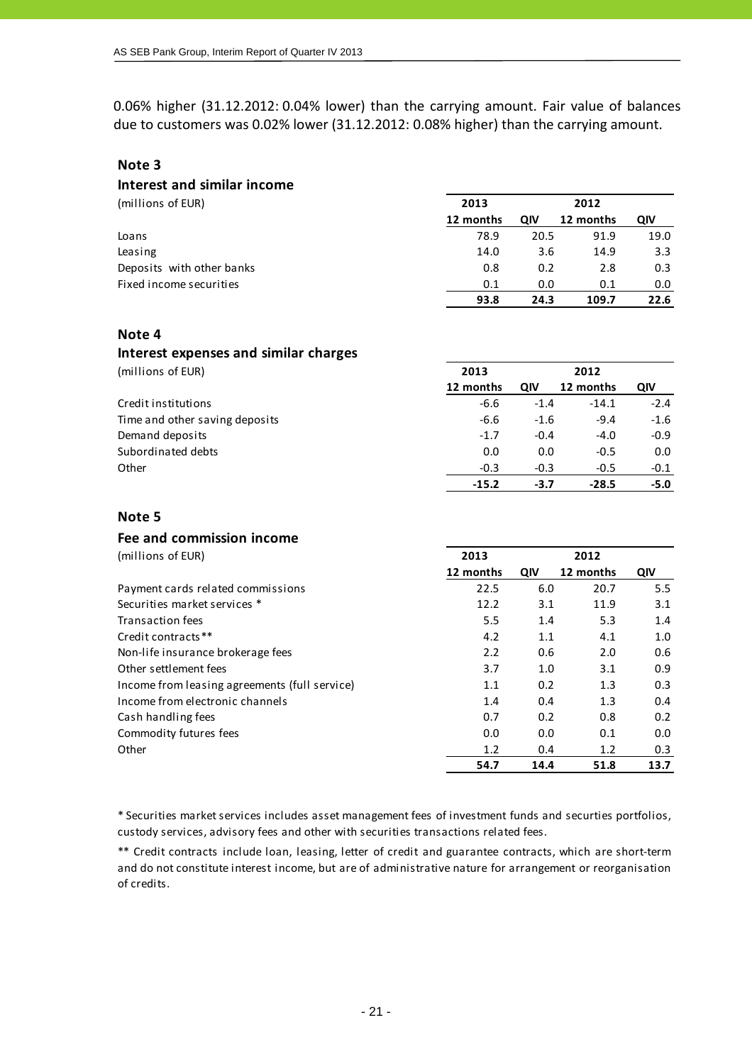0.06% higher (31.12.2012: 0.04% lower) than the carrying amount. Fair value of balances due to customers was 0.02% lower (31.12.2012: 0.08% higher) than the carrying amount.

### Note 3

### Interest and similar income

| (millions of EUR) | 2013 | | 2012 | |
|---|---|---|---|---|
| | 12 months | QIV | 12 months | QIV |
| Loans | 78.9 | 20.5 | 91.9 | 19.0 |
| Leasing | 14.0 | 3.6 | 14.9 | 3.3 |
| Deposits with other banks | 0.8 | 0.2 | 2.8 | 0.3 |
| Fixed income securities | 0.1 | 0.0 | 0.1 | 0.0 |
| | **93.8** | **24.3** | **109.7** | **22.6** |

### Note 4

### Interest expenses and similar charges

| (millions of EUR) | 2013 | | 2012 | |
|---|---|---|---|---|
| | 12 months | QIV | 12 months | QIV |
| Credit institutions | -6.6 | -1.4 | -14.1 | -2.4 |
| Time and other saving deposits | -6.6 | -1.6 | -9.4 | -1.6 |
| Demand deposits | -1.7 | -0.4 | -4.0 | -0.9 |
| Subordinated debts | 0.0 | 0.0 | -0.5 | 0.0 |
| Other | -0.3 | -0.3 | -0.5 | -0.1 |
| | **-15.2** | **-3.7** | **-28.5** | **-5.0** |

### Note 5

### Fee and commission income

| (millions of EUR) | 2013 | | 2012 | |
|---|---|---|---|---|
| | 12 months | QIV | 12 months | QIV |
| Payment cards related commissions | 22.5 | 6.0 | 20.7 | 5.5 |
| Securities market services * | 12.2 | 3.1 | 11.9 | 3.1 |
| Transaction fees | 5.5 | 1.4 | 5.3 | 1.4 |
| Credit contracts** | 4.2 | 1.1 | 4.1 | 1.0 |
| Non-life insurance brokerage fees | 2.2 | 0.6 | 2.0 | 0.6 |
| Other settlement fees | 3.7 | 1.0 | 3.1 | 0.9 |
| Income from leasing agreements (full service) | 1.1 | 0.2 | 1.3 | 0.3 |
| Income from electronic channels | 1.4 | 0.4 | 1.3 | 0.4 |
| Cash handling fees | 0.7 | 0.2 | 0.8 | 0.2 |
| Commodity futures fees | 0.0 | 0.0 | 0.1 | 0.0 |
| Other | 1.2 | 0.4 | 1.2 | 0.3 |
| | **54.7** | **14.4** | **51.8** | **13.7** |

* Securities market services includes asset management fees of investment funds and securties portfolios, custody services, advisory fees and other with securities transactions related fees.

** Credit contracts include loan, leasing, letter of credit and guarantee contracts, which are short-term and do not constitute interest income, but are of administrative nature for arrangement or reorganisation of credits.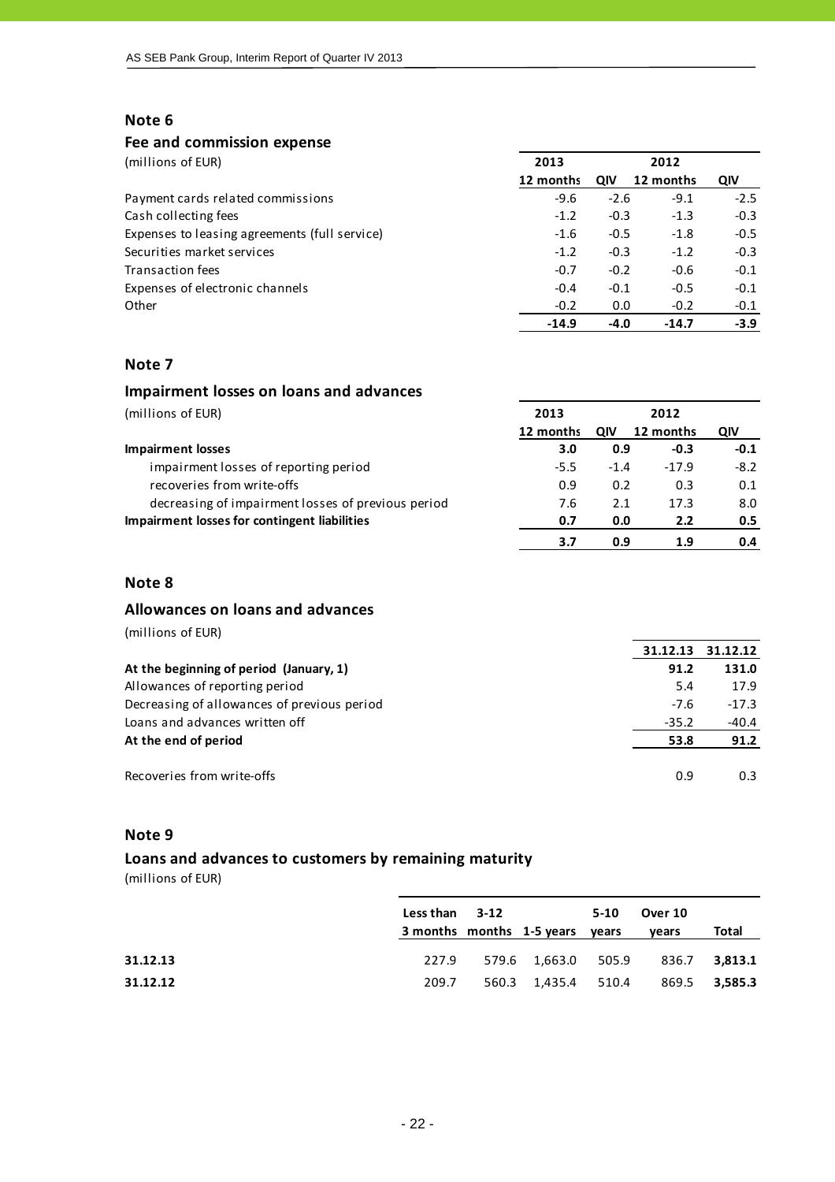## Note 6

### Fee and commission expense

(millions of EUR)

| | 2013 | | 2012 | |
|---|---|---|---|---|
| | 12 months | QIV | 12 months | QIV |
| Payment cards related commissions | -9.6 | -2.6 | -9.1 | -2.5 |
| Cash collecting fees | -1.2 | -0.3 | -1.3 | -0.3 |
| Expenses to leasing agreements (full service) | -1.6 | -0.5 | -1.8 | -0.5 |
| Securities market services | -1.2 | -0.3 | -1.2 | -0.3 |
| Transaction fees | -0.7 | -0.2 | -0.6 | -0.1 |
| Expenses of electronic channels | -0.4 | -0.1 | -0.5 | -0.1 |
| Other | -0.2 | 0.0 | -0.2 | -0.1 |
| | **-14.9** | **-4.0** | **-14.7** | **-3.9** |

## Note 7

### Impairment losses on loans and advances

(millions of EUR)

| | 2013 | | 2012 | |
|---|---|---|---|---|
| | 12 months | QIV | 12 months | QIV |
| **Impairment losses** | **3.0** | **0.9** | **-0.3** | **-0.1** |
| impairment losses of reporting period | -5.5 | -1.4 | -17.9 | -8.2 |
| recoveries from write-offs | 0.9 | 0.2 | 0.3 | 0.1 |
| decreasing of impairment losses of previous period | 7.6 | 2.1 | 17.3 | 8.0 |
| **Impairment losses for contingent liabilities** | **0.7** | **0.0** | **2.2** | **0.5** |
| | **3.7** | **0.9** | **1.9** | **0.4** |

## Note 8

### Allowances on loans and advances

(millions of EUR)

| | 31.12.13 | 31.12.12 |
|---|---|---|
| **At the beginning of period (January, 1)** | **91.2** | **131.0** |
| Allowances of reporting period | 5.4 | 17.9 |
| Decreasing of allowances of previous period | -7.6 | -17.3 |
| Loans and advances written off | -35.2 | -40.4 |
| **At the end of period** | **53.8** | **91.2** |
| | | |
| Recoveries from write-offs | 0.9 | 0.3 |

## Note 9

### Loans and advances to customers by remaining maturity

(millions of EUR)

| | Less than 3 months | 3-12 months | 1-5 years | 5-10 years | Over 10 years | Total |
|---|---|---|---|---|---|---|
| **31.12.13** | 227.9 | 579.6 | 1,663.0 | 505.9 | 836.7 | **3,813.1** |
| **31.12.12** | 209.7 | 560.3 | 1,435.4 | 510.4 | 869.5 | **3,585.3** |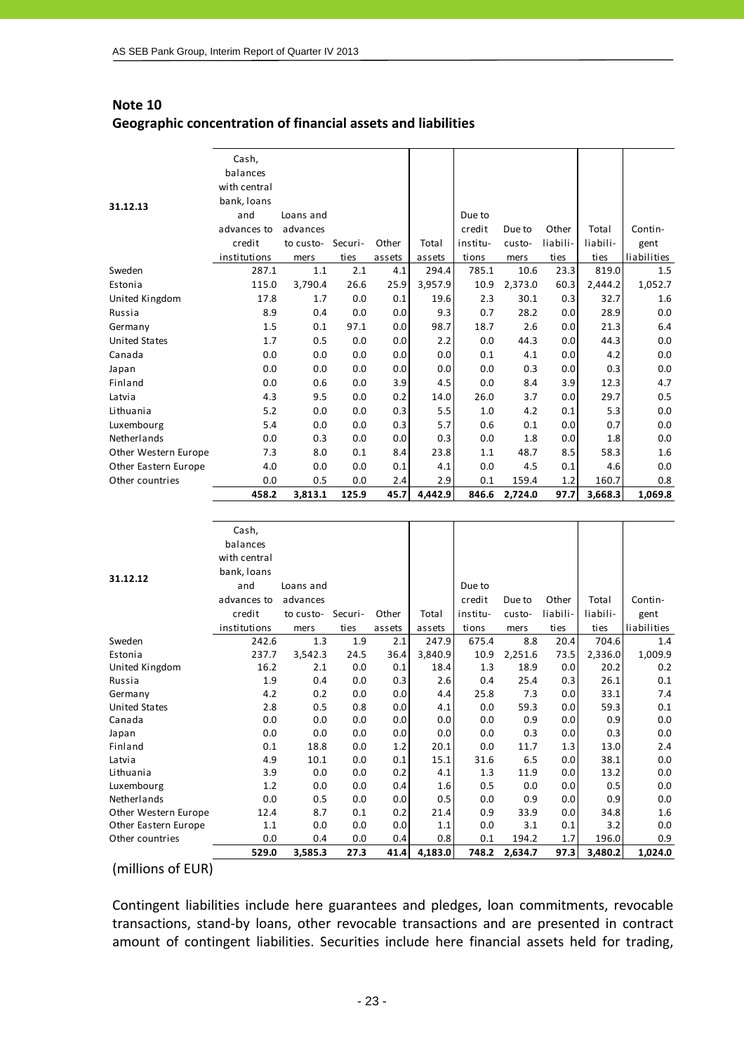## Note 10

### Geographic concentration of financial assets and liabilities

| 31.12.13 | Cash, balances with central bank, loans and advances to credit institutions | Loans and advances to customers | Securities | Other assets | Total assets | Due to credit institutions | Due to customers | Other liabilities | Total liabilities | Contingent liabilities |
|---|---|---|---|---|---|---|---|---|---|---|
| Sweden | 287.1 | 1.1 | 2.1 | 4.1 | 294.4 | 785.1 | 10.6 | 23.3 | 819.0 | 1.5 |
| Estonia | 115.0 | 3,790.4 | 26.6 | 25.9 | 3,957.9 | 10.9 | 2,373.0 | 60.3 | 2,444.2 | 1,052.7 |
| United Kingdom | 17.8 | 1.7 | 0.0 | 0.1 | 19.6 | 2.3 | 30.1 | 0.3 | 32.7 | 1.6 |
| Russia | 8.9 | 0.4 | 0.0 | 0.0 | 9.3 | 0.7 | 28.2 | 0.0 | 28.9 | 0.0 |
| Germany | 1.5 | 0.1 | 97.1 | 0.0 | 98.7 | 18.7 | 2.6 | 0.0 | 21.3 | 6.4 |
| United States | 1.7 | 0.5 | 0.0 | 0.0 | 2.2 | 0.0 | 44.3 | 0.0 | 44.3 | 0.0 |
| Canada | 0.0 | 0.0 | 0.0 | 0.0 | 0.0 | 0.1 | 4.1 | 0.0 | 4.2 | 0.0 |
| Japan | 0.0 | 0.0 | 0.0 | 0.0 | 0.0 | 0.0 | 0.3 | 0.0 | 0.3 | 0.0 |
| Finland | 0.0 | 0.6 | 0.0 | 3.9 | 4.5 | 0.0 | 8.4 | 3.9 | 12.3 | 4.7 |
| Latvia | 4.3 | 9.5 | 0.0 | 0.2 | 14.0 | 26.0 | 3.7 | 0.0 | 29.7 | 0.5 |
| Lithuania | 5.2 | 0.0 | 0.0 | 0.3 | 5.5 | 1.0 | 4.2 | 0.1 | 5.3 | 0.0 |
| Luxembourg | 5.4 | 0.0 | 0.0 | 0.3 | 5.7 | 0.6 | 0.1 | 0.0 | 0.7 | 0.0 |
| Netherlands | 0.0 | 0.3 | 0.0 | 0.0 | 0.3 | 0.0 | 1.8 | 0.0 | 1.8 | 0.0 |
| Other Western Europe | 7.3 | 8.0 | 0.1 | 8.4 | 23.8 | 1.1 | 48.7 | 8.5 | 58.3 | 1.6 |
| Other Eastern Europe | 4.0 | 0.0 | 0.0 | 0.1 | 4.1 | 0.0 | 4.5 | 0.1 | 4.6 | 0.0 |
| Other countries | 0.0 | 0.5 | 0.0 | 2.4 | 2.9 | 0.1 | 159.4 | 1.2 | 160.7 | 0.8 |
| | **458.2** | **3,813.1** | **125.9** | **45.7** | **4,442.9** | **846.6** | **2,724.0** | **97.7** | **3,668.3** | **1,069.8** |

| 31.12.12 | Cash, balances with central bank, loans and advances to credit institutions | Loans and advances to customers | Securities | Other assets | Total assets | Due to credit institutions | Due to customers | Other liabilities | Total liabilities | Contingent liabilities |
|---|---|---|---|---|---|---|---|---|---|---|
| Sweden | 242.6 | 1.3 | 1.9 | 2.1 | 247.9 | 675.4 | 8.8 | 20.4 | 704.6 | 1.4 |
| Estonia | 237.7 | 3,542.3 | 24.5 | 36.4 | 3,840.9 | 10.9 | 2,251.6 | 73.5 | 2,336.0 | 1,009.9 |
| United Kingdom | 16.2 | 2.1 | 0.0 | 0.1 | 18.4 | 1.3 | 18.9 | 0.0 | 20.2 | 0.2 |
| Russia | 1.9 | 0.4 | 0.0 | 0.3 | 2.6 | 0.4 | 25.4 | 0.3 | 26.1 | 0.1 |
| Germany | 4.2 | 0.2 | 0.0 | 0.0 | 4.4 | 25.8 | 7.3 | 0.0 | 33.1 | 7.4 |
| United States | 2.8 | 0.5 | 0.8 | 0.0 | 4.1 | 0.0 | 59.3 | 0.0 | 59.3 | 0.1 |
| Canada | 0.0 | 0.0 | 0.0 | 0.0 | 0.0 | 0.0 | 0.9 | 0.0 | 0.9 | 0.0 |
| Japan | 0.0 | 0.0 | 0.0 | 0.0 | 0.0 | 0.0 | 0.3 | 0.0 | 0.3 | 0.0 |
| Finland | 0.1 | 18.8 | 0.0 | 1.2 | 20.1 | 0.0 | 11.7 | 1.3 | 13.0 | 2.4 |
| Latvia | 4.9 | 10.1 | 0.0 | 0.1 | 15.1 | 31.6 | 6.5 | 0.0 | 38.1 | 0.0 |
| Lithuania | 3.9 | 0.0 | 0.0 | 0.2 | 4.1 | 1.3 | 11.9 | 0.0 | 13.2 | 0.0 |
| Luxembourg | 1.2 | 0.0 | 0.0 | 0.4 | 1.6 | 0.5 | 0.0 | 0.0 | 0.5 | 0.0 |
| Netherlands | 0.0 | 0.5 | 0.0 | 0.0 | 0.5 | 0.0 | 0.9 | 0.0 | 0.9 | 0.0 |
| Other Western Europe | 12.4 | 8.7 | 0.1 | 0.2 | 21.4 | 0.9 | 33.9 | 0.0 | 34.8 | 1.6 |
| Other Eastern Europe | 1.1 | 0.0 | 0.0 | 0.0 | 1.1 | 0.0 | 3.1 | 0.1 | 3.2 | 0.0 |
| Other countries | 0.0 | 0.4 | 0.0 | 0.4 | 0.8 | 0.1 | 194.2 | 1.7 | 196.0 | 0.9 |
| | **529.0** | **3,585.3** | **27.3** | **41.4** | **4,183.0** | **748.2** | **2,634.7** | **97.3** | **3,480.2** | **1,024.0** |

(millions of EUR)

Contingent liabilities include here guarantees and pledges, loan commitments, revocable transactions, stand-by loans, other revocable transactions and are presented in contract amount of contingent liabilities. Securities include here financial assets held for trading,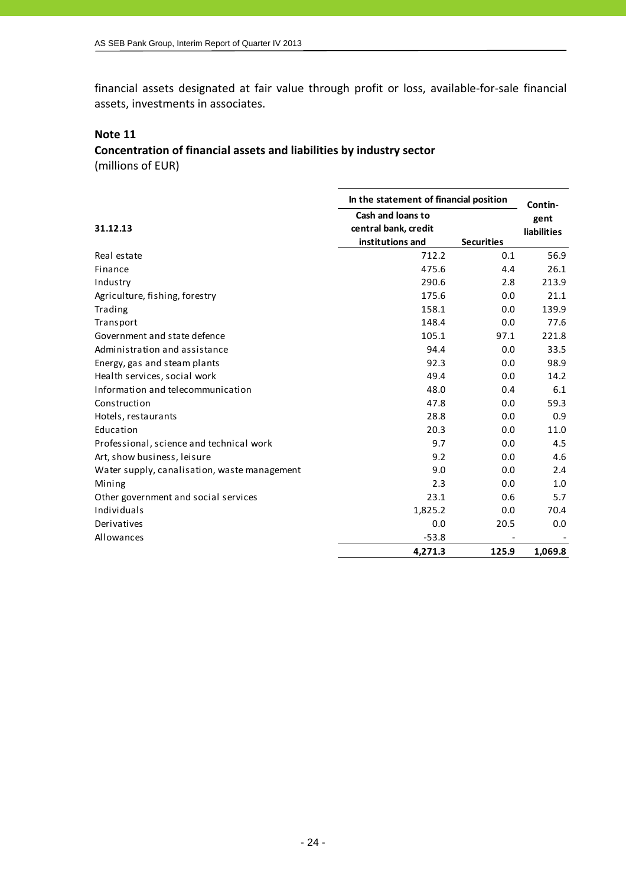financial assets designated at fair value through profit or loss, available-for-sale financial assets, investments in associates.

## Note 11

### Concentration of financial assets and liabilities by industry sector

(millions of EUR)

| 31.12.13 | In the statement of financial position | | Contin-gent liabilities |
|---|---|---|---|
| | Cash and loans to central bank, credit institutions and | Securities | |
| Real estate | 712.2 | 0.1 | 56.9 |
| Finance | 475.6 | 4.4 | 26.1 |
| Industry | 290.6 | 2.8 | 213.9 |
| Agriculture, fishing, forestry | 175.6 | 0.0 | 21.1 |
| Trading | 158.1 | 0.0 | 139.9 |
| Transport | 148.4 | 0.0 | 77.6 |
| Government and state defence | 105.1 | 97.1 | 221.8 |
| Administration and assistance | 94.4 | 0.0 | 33.5 |
| Energy, gas and steam plants | 92.3 | 0.0 | 98.9 |
| Health services, social work | 49.4 | 0.0 | 14.2 |
| Information and telecommunication | 48.0 | 0.4 | 6.1 |
| Construction | 47.8 | 0.0 | 59.3 |
| Hotels, restaurants | 28.8 | 0.0 | 0.9 |
| Education | 20.3 | 0.0 | 11.0 |
| Professional, science and technical work | 9.7 | 0.0 | 4.5 |
| Art, show business, leisure | 9.2 | 0.0 | 4.6 |
| Water supply, canalisation, waste management | 9.0 | 0.0 | 2.4 |
| Mining | 2.3 | 0.0 | 1.0 |
| Other government and social services | 23.1 | 0.6 | 5.7 |
| Individuals | 1,825.2 | 0.0 | 70.4 |
| Derivatives | 0.0 | 20.5 | 0.0 |
| Allowances | -53.8 | - | - |
| | **4,271.3** | **125.9** | **1,069.8** |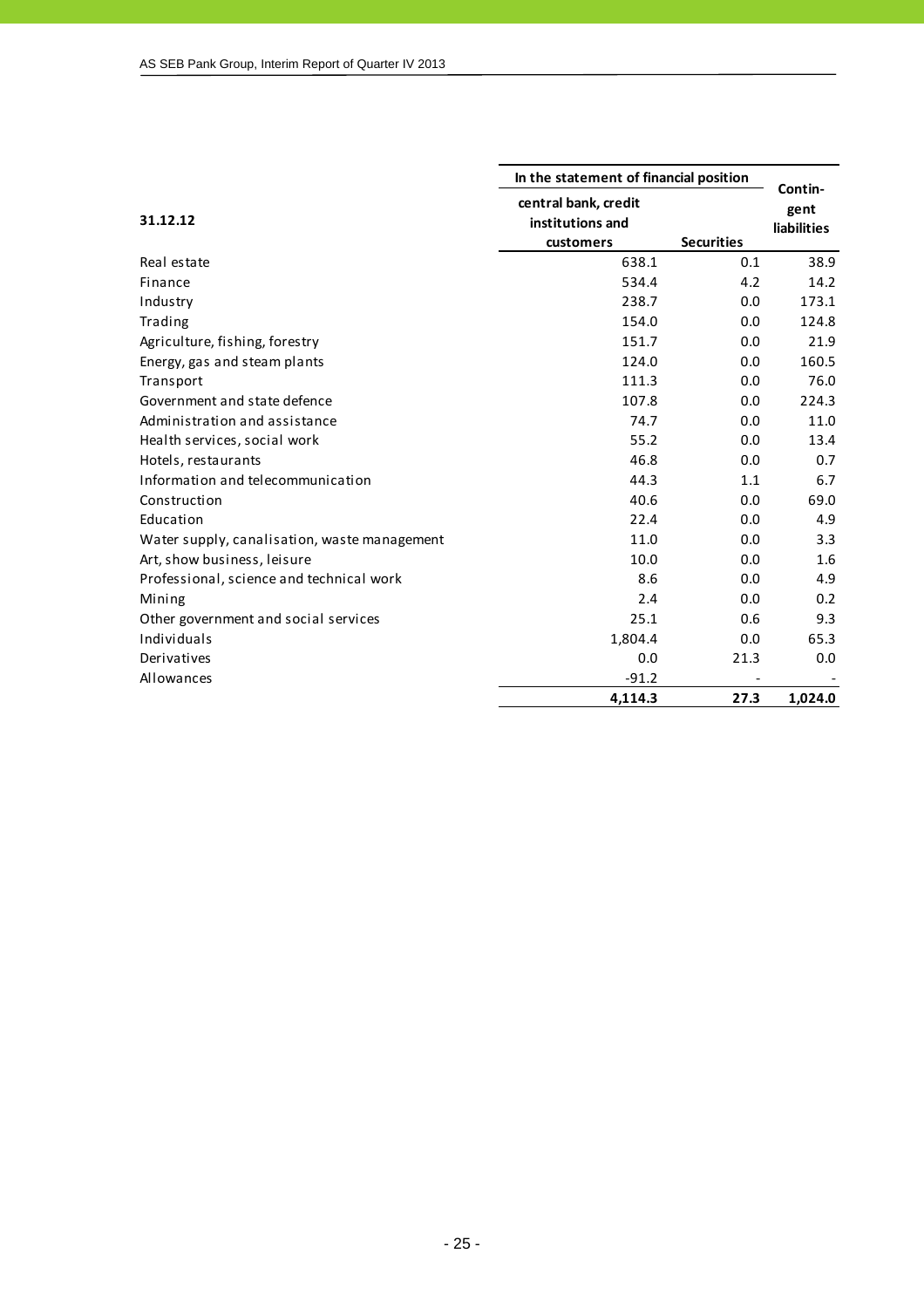| 31.12.12 | In the statement of financial position | | Contin-gent liabilities |
|---|---|---|---|
| | central bank, credit institutions and customers | Securities | |
| Real estate | 638.1 | 0.1 | 38.9 |
| Finance | 534.4 | 4.2 | 14.2 |
| Industry | 238.7 | 0.0 | 173.1 |
| Trading | 154.0 | 0.0 | 124.8 |
| Agriculture, fishing, forestry | 151.7 | 0.0 | 21.9 |
| Energy, gas and steam plants | 124.0 | 0.0 | 160.5 |
| Transport | 111.3 | 0.0 | 76.0 |
| Government and state defence | 107.8 | 0.0 | 224.3 |
| Administration and assistance | 74.7 | 0.0 | 11.0 |
| Health services, social work | 55.2 | 0.0 | 13.4 |
| Hotels, restaurants | 46.8 | 0.0 | 0.7 |
| Information and telecommunication | 44.3 | 1.1 | 6.7 |
| Construction | 40.6 | 0.0 | 69.0 |
| Education | 22.4 | 0.0 | 4.9 |
| Water supply, canalisation, waste management | 11.0 | 0.0 | 3.3 |
| Art, show business, leisure | 10.0 | 0.0 | 1.6 |
| Professional, science and technical work | 8.6 | 0.0 | 4.9 |
| Mining | 2.4 | 0.0 | 0.2 |
| Other government and social services | 25.1 | 0.6 | 9.3 |
| Individuals | 1,804.4 | 0.0 | 65.3 |
| Derivatives | 0.0 | 21.3 | 0.0 |
| Allowances | -91.2 | - | - |
| | **4,114.3** | **27.3** | **1,024.0** |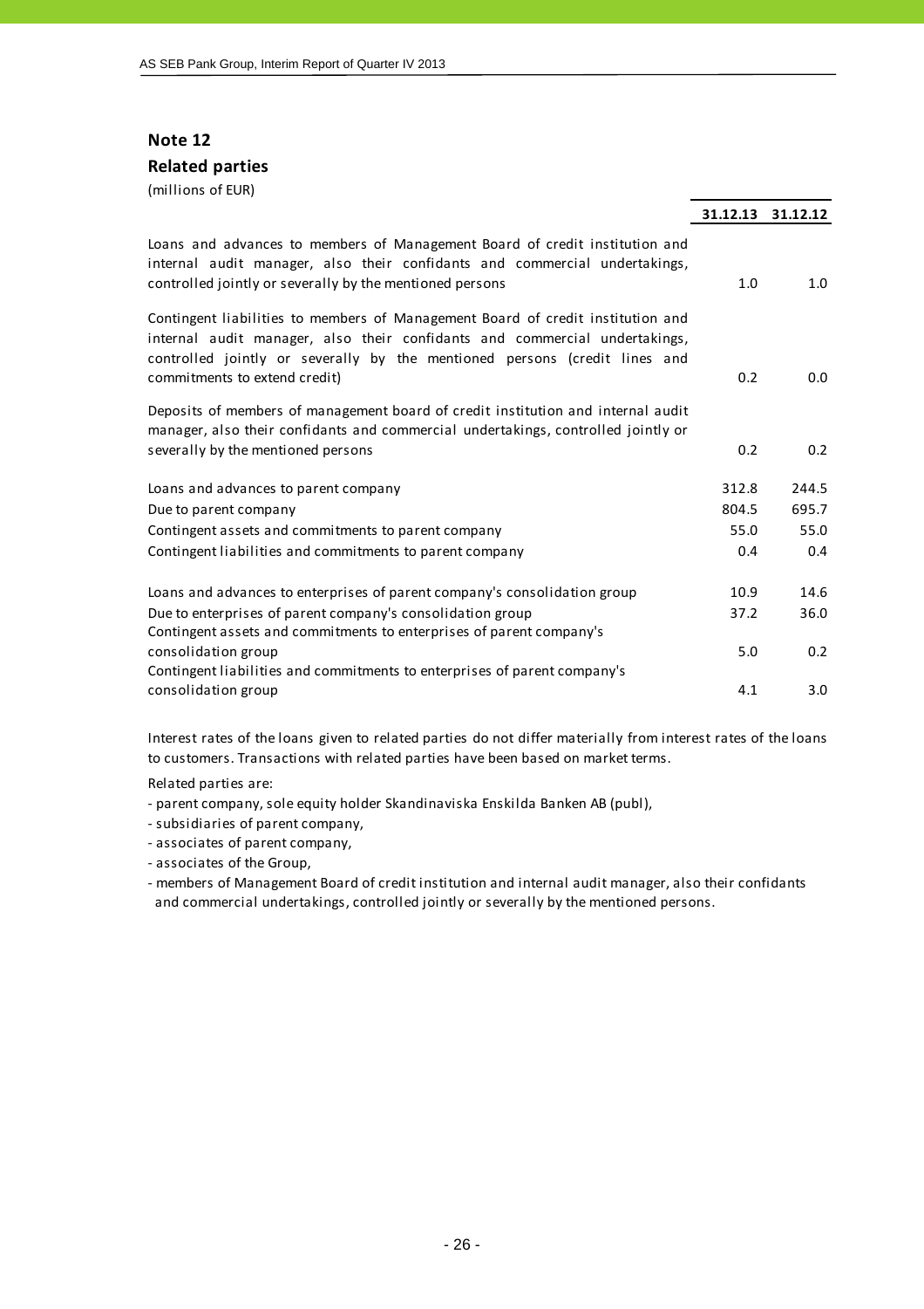## Note 12

### Related parties

(millions of EUR)

| | 31.12.13 | 31.12.12 |
|---|---|---|
| Loans and advances to members of Management Board of credit institution and internal audit manager, also their confidants and commercial undertakings, controlled jointly or severally by the mentioned persons | 1.0 | 1.0 |
| Contingent liabilities to members of Management Board of credit institution and internal audit manager, also their confidants and commercial undertakings, controlled jointly or severally by the mentioned persons (credit lines and commitments to extend credit) | 0.2 | 0.0 |
| Deposits of members of management board of credit institution and internal audit manager, also their confidants and commercial undertakings, controlled jointly or severally by the mentioned persons | 0.2 | 0.2 |
| Loans and advances to parent company | 312.8 | 244.5 |
| Due to parent company | 804.5 | 695.7 |
| Contingent assets and commitments to parent company | 55.0 | 55.0 |
| Contingent liabilities and commitments to parent company | 0.4 | 0.4 |
| Loans and advances to enterprises of parent company's consolidation group | 10.9 | 14.6 |
| Due to enterprises of parent company's consolidation group | 37.2 | 36.0 |
| Contingent assets and commitments to enterprises of parent company's consolidation group | 5.0 | 0.2 |
| Contingent liabilities and commitments to enterprises of parent company's consolidation group | 4.1 | 3.0 |

Interest rates of the loans given to related parties do not differ materially from interest rates of the loans to customers. Transactions with related parties have been based on market terms.

Related parties are:

- parent company, sole equity holder Skandinaviska Enskilda Banken AB (publ),
- subsidiaries of parent company,
- associates of parent company,
- associates of the Group,
- members of Management Board of credit institution and internal audit manager, also their confidants and commercial undertakings, controlled jointly or severally by the mentioned persons.